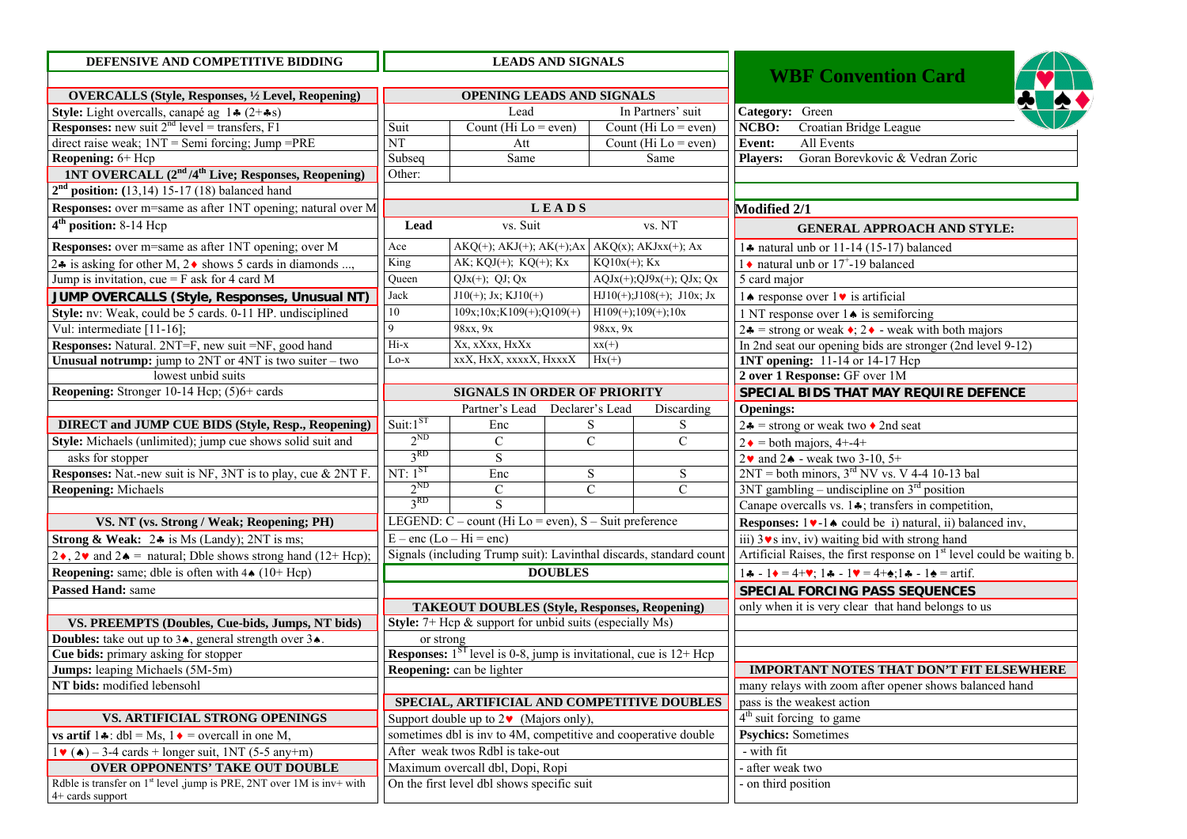# WBF Convention Card

| | |
|---|---|
| **Category:** | Green |
| **NCBO:** | Croatian Bridge League |
| **Event:** | All Events |
| **Players:** | Goran Borevkovic & Vedran Zoric |

## Modified 2/1

### GENERAL APPROACH AND STYLE:

1♣ natural unb or 11-14 (15-17) balanced

1♦ natural unb or 17+-19 balanced

5 card major

1♠ response over 1♥ is artificial

1 NT response over 1♠ is semiforcing

2♣ = strong or weak ♦; 2♦ - weak with both majors

In 2nd seat our opening bids are stronger (2nd level 9-12)

**1NT opening:** 11-14 or 14-17 Hcp

**2 over 1 Response:** GF over 1M

### SPECIAL BIDS THAT MAY REQUIRE DEFENCE

**Openings:**

2♣ = strong or weak two ♦ 2nd seat

2♦ = both majors, 4+-4+

2♥ and 2♠ - weak two 3-10, 5+

2NT = both minors, 3rd NV vs. V 4-4 10-13 bal

3NT gambling – undiscipline on 3rd position

Canape overcalls vs. 1♣; transfers in competition,

**Responses:** 1♥-1♠ could be i) natural, ii) balanced inv,

iii) 3♥s inv, iv) waiting bid with strong hand

Artificial Raises, the first response on 1st level could be waiting b.

1♣ - 1♦ = 4+♥; 1♣ - 1♥ = 4+♠;1♣ - 1♠ = artif.

### SPECIAL FORCING PASS SEQUENCES

only when it is very clear that hand belongs to us

### IMPORTANT NOTES THAT DON'T FIT ELSEWHERE

many relays with zoom after opener shows balanced hand

pass is the weakest action

4th suit forcing to game

**Psychics:** Sometimes

- with fit
- after weak two
- on third position

## DEFENSIVE AND COMPETITIVE BIDDING

### OVERCALLS (Style, Responses, ½ Level, Reopening)

**Style:** Light overcalls, canapé ag 1♣ (2+♣s)

**Responses:** new suit 2nd level = transfers, F1

direct raise weak; 1NT = Semi forcing; Jump =PRE

**Reopening:** 6+ Hcp

### 1NT OVERCALL (2nd /4th Live; Responses, Reopening)

**2nd position:** (13,14) 15-17 (18) balanced hand

**Responses:** over m=same as after 1NT opening; natural over M

**4th position:** 8-14 Hcp

**Responses:** over m=same as after 1NT opening; over M

2♣ is asking for other M, 2♦ shows 5 cards in diamonds ...,

Jump is invitation, cue = F ask for 4 card M

### JUMP OVERCALLS (Style, Responses, Unusual NT)

**Style:** nv: Weak, could be 5 cards. 0-11 HP. undisciplined

Vul: intermediate [11-16];

**Responses:** Natural. 2NT=F, new suit =NF, good hand

**Unusual notrump:** jump to 2NT or 4NT is two suiter – two lowest unbid suits

**Reopening:** Stronger 10-14 Hcp; (5)6+ cards

### DIRECT and JUMP CUE BIDS (Style, Resp., Reopening)

**Style:** Michaels (unlimited); jump cue shows solid suit and asks for stopper

**Responses:** Nat.-new suit is NF, 3NT is to play, cue & 2NT F.

**Reopening:** Michaels

### VS. NT (vs. Strong / Weak; Reopening; PH)

**Strong & Weak:** 2♣ is Ms (Landy); 2NT is ms;

2♦, 2♥ and 2♠ = natural; Dble shows strong hand (12+ Hcp);

**Reopening:** same; dble is often with 4♠ (10+ Hcp)

**Passed Hand:** same

### VS. PREEMPTS (Doubles, Cue-bids, Jumps, NT bids)

**Doubles:** take out up to 3♠, general strength over 3♠.

**Cue bids:** primary asking for stopper

**Jumps:** leaping Michaels (5M-5m)

**NT bids:** modified lebensohl

### VS. ARTIFICIAL STRONG OPENINGS

**vs artif** 1♣: dbl = Ms, 1♦ = overcall in one M,

1♥ (♠) – 3-4 cards + longer suit, 1NT (5-5 any+m)

### OVER OPPONENTS' TAKE OUT DOUBLE

Rdble is transfer on 1st level ,jump is PRE, 2NT over 1M is inv+ with 4+ cards support

## LEADS AND SIGNALS

### OPENING LEADS AND SIGNALS

| | Lead | In Partners' suit |
|---|---|---|
| Suit | Count (Hi Lo = even) | Count (Hi Lo = even) |
| NT | Att | Count (Hi Lo = even) |
| Subseq | Same | Same |
| Other: | | |

### LEADS

| Lead | vs. Suit | vs. NT |
|---|---|---|
| Ace | AKQ(+); AKJ(+); AK(+);Ax | AKQ(x); AKJxx(+); Ax |
| King | AK; KQJ(+); KQ(+); Kx | KQ10x(+); Kx |
| Queen | QJx(+); QJ; Qx | AQJx(+);QJ9x(+); QJx; Qx |
| Jack | J10(+); Jx; KJ10(+) | HJ10(+);J108(+); J10x; Jx |
| 10 | 109x;10x;K109(+);Q109(+) | H109(+);109(+);10x |
| 9 | 98xx, 9x | 98xx, 9x |
| Hi-x | Xx, xXxx, HxXx | xx(+) |
| Lo-x | xxX, HxX, xxxxX, HxxxX | Hx(+) |

### SIGNALS IN ORDER OF PRIORITY

| | Partner's Lead | Declarer's Lead | Discarding |
|---|---|---|---|
| Suit: 1ST | Enc | S | S |
| 2ND | C | C | C |
| 3RD | S | | |
| NT: 1ST | Enc | S | S |
| 2ND | C | C | C |
| 3RD | S | | |

LEGEND: C – count (Hi Lo = even), S – Suit preference

E – enc (Lo – Hi = enc)

Signals (including Trump suit): Lavinthal discards, standard count

## DOUBLES

### TAKEOUT DOUBLES (Style, Responses, Reopening)

**Style:** 7+ Hcp & support for unbid suits (especially Ms) or strong

**Responses:** 1ST level is 0-8, jump is invitational, cue is 12+ Hcp

**Reopening:** can be lighter

### SPECIAL, ARTIFICIAL AND COMPETITIVE DOUBLES

Support double up to 2♥ (Majors only),

sometimes dbl is inv to 4M, competitive and cooperative double

After weak twos Rdbl is take-out

Maximum overcall dbl, Dopi, Ropi

On the first level dbl shows specific suit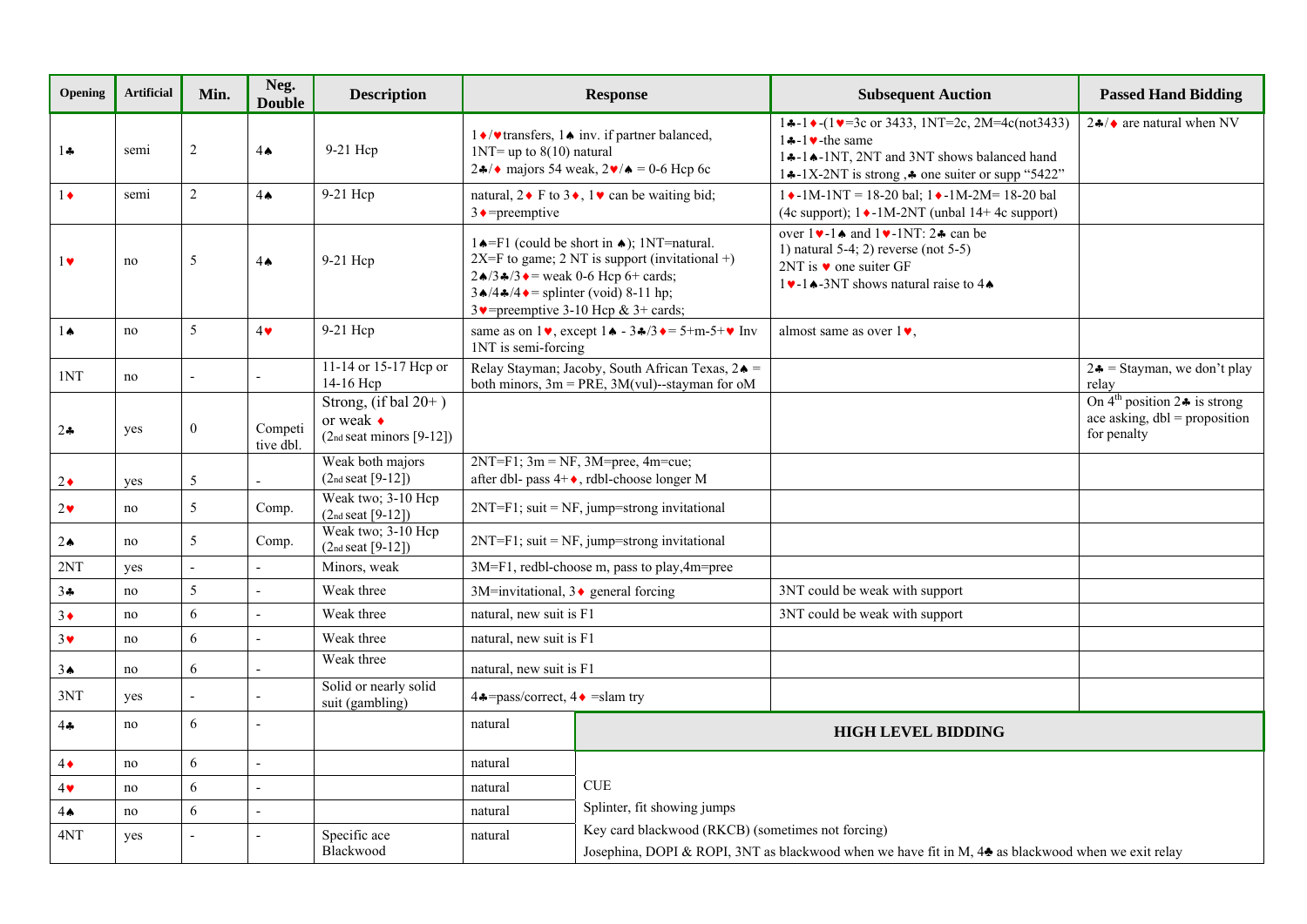| Opening | Artificial | Min. | Neg. Double | Description | Response | Subsequent Auction | Passed Hand Bidding |
|---|---|---|---|---|---|---|---|
| 1♣ | semi | 2 | 4♠ | 9-21 Hcp | 1♦/♥transfers, 1♠ inv. if partner balanced, 1NT= up to 8(10) natural 2♣/♦ majors 54 weak, 2♥/♠ = 0-6 Hcp 6c | 1♣-1♦-(1♥=3c or 3433, 1NT=2c, 2M=4c(not3433) 1♣-1♥-the same 1♣-1♠-1NT, 2NT and 3NT shows balanced hand 1♣-1X-2NT is strong ,♣ one suiter or supp "5422" | 2♣/♦ are natural when NV |
| 1♦ | semi | 2 | 4♠ | 9-21 Hcp | natural, 2♦ F to 3♦, 1♥ can be waiting bid; 3♦=preemptive | 1♦-1M-1NT = 18-20 bal; 1♦-1M-2M= 18-20 bal (4c support); 1♦-1M-2NT (unbal 14+ 4c support) | |
| 1♥ | no | 5 | 4♠ | 9-21 Hcp | 1♠=F1 (could be short in ♠); 1NT=natural. 2X=F to game; 2 NT is support (invitational +) 2♠/3♣/3♦= weak 0-6 Hcp 6+ cards; 3♠/4♣/4♦= splinter (void) 8-11 hp; 3♥=preemptive 3-10 Hcp & 3+ cards; | over 1♥-1♠ and 1♥-1NT: 2♣ can be 1) natural 5-4; 2) reverse (not 5-5) 2NT is ♥ one suiter GF 1♥-1♠-3NT shows natural raise to 4♠ | |
| 1♠ | no | 5 | 4♥ | 9-21 Hcp | same as on 1♥, except 1♠ - 3♣/3♦= 5+m-5+♥ Inv 1NT is semi-forcing | almost same as over 1♥, | |
| 1NT | no | - | - | 11-14 or 15-17 Hcp or 14-16 Hcp | Relay Stayman; Jacoby, South African Texas, 2♠ = both minors, 3m = PRE, 3M(vul)--stayman for oM | | 2♣ = Stayman, we don't play relay |
| 2♣ | yes | 0 | Competitive dbl. | Strong, (if bal 20+ ) or weak ♦ (2nd seat minors [9-12]) | | | On 4th position 2♣ is strong ace asking, dbl = proposition for penalty |
| 2♦ | yes | 5 | - | Weak both majors (2nd seat [9-12]) | 2NT=F1; 3m = NF, 3M=pree, 4m=cue; after dbl- pass 4+♦, rdbl-choose longer M | | |
| 2♥ | no | 5 | Comp. | Weak two; 3-10 Hcp (2nd seat [9-12]) | 2NT=F1; suit = NF, jump=strong invitational | | |
| 2♠ | no | 5 | Comp. | Weak two; 3-10 Hcp (2nd seat [9-12]) | 2NT=F1; suit = NF, jump=strong invitational | | |
| 2NT | yes | - | - | Minors, weak | 3M=F1, redbl-choose m, pass to play,4m=pree | | |
| 3♣ | no | 5 | - | Weak three | 3M=invitational, 3♦ general forcing | 3NT could be weak with support | |
| 3♦ | no | 6 | - | Weak three | natural, new suit is F1 | 3NT could be weak with support | |
| 3♥ | no | 6 | - | Weak three | natural, new suit is F1 | | |
| 3♠ | no | 6 | - | Weak three | natural, new suit is F1 | | |
| 3NT | yes | - | - | Solid or nearly solid suit (gambling) | 4♣=pass/correct, 4♦ =slam try | | |
| 4♣ | no | 6 | - | | natural | | |
| 4♦ | no | 6 | - | | natural | | |
| 4♥ | no | 6 | - | | natural | | |
| 4♠ | no | 6 | - | | natural | | |
| 4NT | yes | - | - | Specific ace Blackwood | natural | | |

**HIGH LEVEL BIDDING**

CUE

Splinter, fit showing jumps

Key card blackwood (RKCB) (sometimes not forcing)

Josephina, DOPI & ROPI, 3NT as blackwood when we have fit in M, 4♣ as blackwood when we exit relay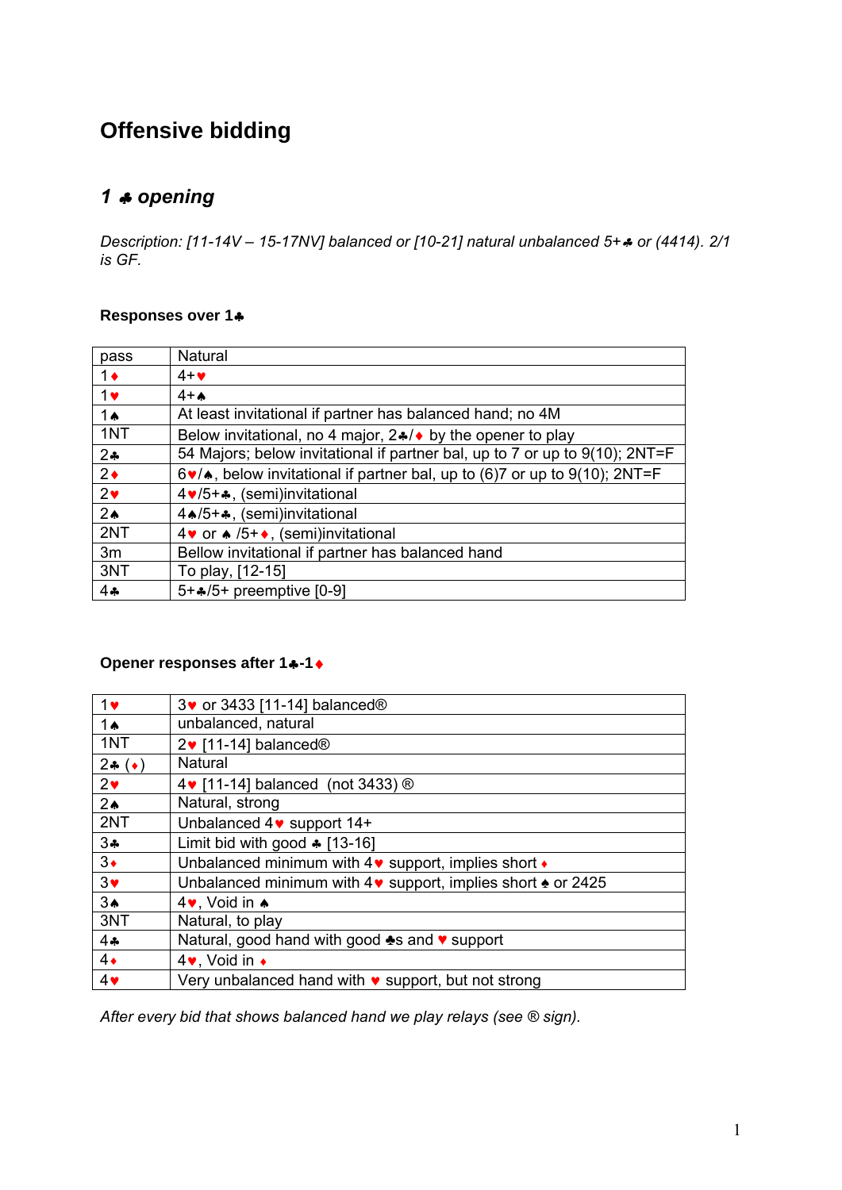# Offensive bidding

## *1 ♣ opening*

*Description: [11-14V – 15-17NV] balanced or [10-21] natural unbalanced 5+♣ or (4414). 2/1 is GF.*

**Responses over 1♣**

| pass | Natural |
|---|---|
| 1♦ | 4+♥ |
| 1♥ | 4+♠ |
| 1♠ | At least invitational if partner has balanced hand; no 4M |
| 1NT | Below invitational, no 4 major, 2♣/♦ by the opener to play |
| 2♣ | 54 Majors; below invitational if partner bal, up to 7 or up to 9(10); 2NT=F |
| 2♦ | 6♥/♠, below invitational if partner bal, up to (6)7 or up to 9(10); 2NT=F |
| 2♥ | 4♥/5+♣, (semi)invitational |
| 2♠ | 4♠/5+♣, (semi)invitational |
| 2NT | 4♥ or ♠ /5+♦, (semi)invitational |
| 3m | Bellow invitational if partner has balanced hand |
| 3NT | To play, [12-15] |
| 4♣ | 5+♣/5+ preemptive [0-9] |

**Opener responses after 1♣-1♦**

| 1♥ | 3♥ or 3433 [11-14] balanced® |
|---|---|
| 1♠ | unbalanced, natural |
| 1NT | 2♥ [11-14] balanced® |
| 2♣ (♦) | Natural |
| 2♥ | 4♥ [11-14] balanced (not 3433) ® |
| 2♠ | Natural, strong |
| 2NT | Unbalanced 4♥ support 14+ |
| 3♣ | Limit bid with good ♣ [13-16] |
| 3♦ | Unbalanced minimum with 4♥ support, implies short ♦ |
| 3♥ | Unbalanced minimum with 4♥ support, implies short ♠ or 2425 |
| 3♠ | 4♥, Void in ♠ |
| 3NT | Natural, to play |
| 4♣ | Natural, good hand with good ♣s and ♥ support |
| 4♦ | 4♥, Void in ♦ |
| 4♥ | Very unbalanced hand with ♥ support, but not strong |

*After every bid that shows balanced hand we play relays (see ® sign).*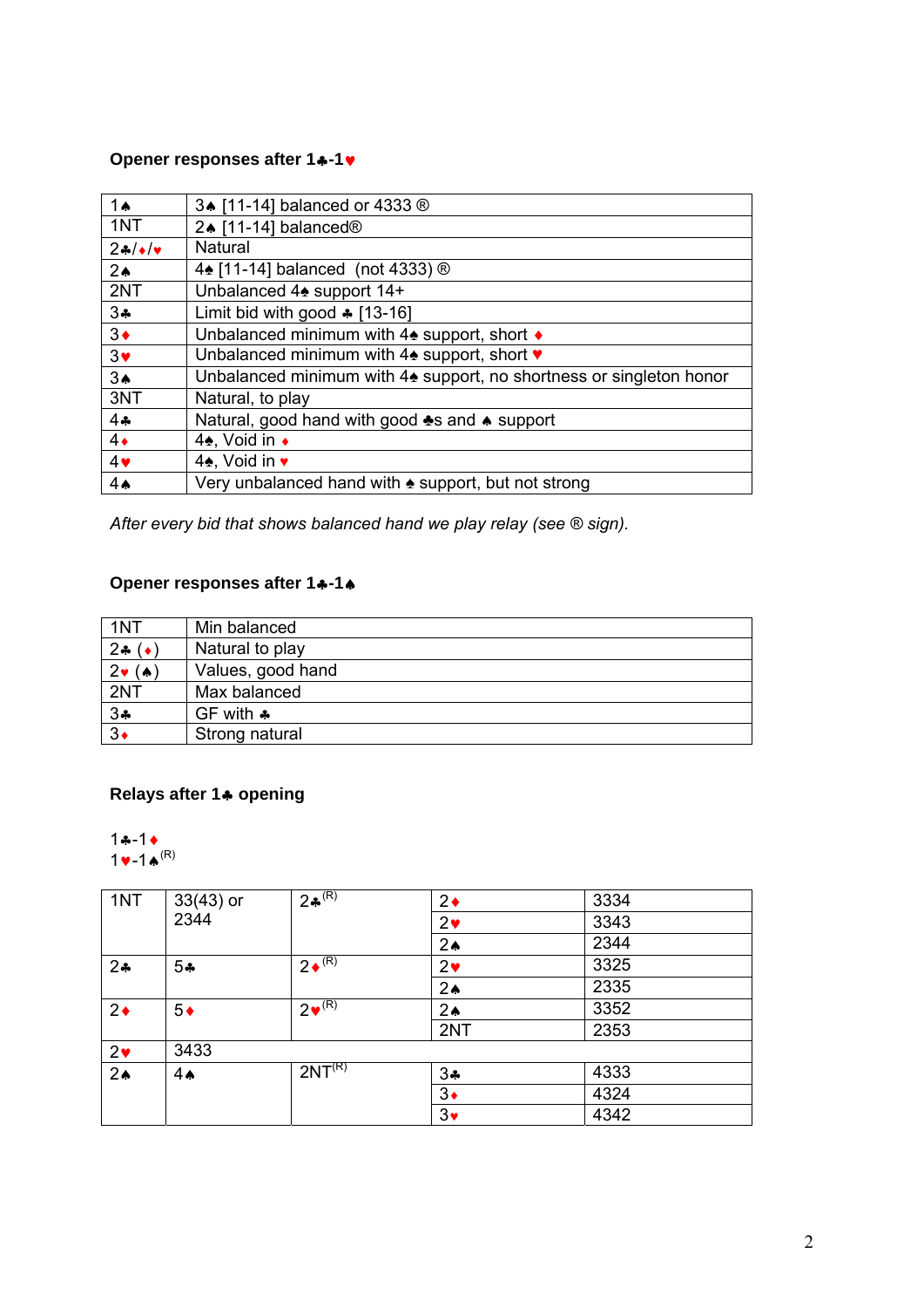**Opener responses after 1♣-1♥**

| | |
|---|---|
| 1♠ | 3♠ [11-14] balanced or 4333 ® |
| 1NT | 2♠ [11-14] balanced® |
| 2♣/♦/♥ | Natural |
| 2♠ | 4♠ [11-14] balanced (not 4333) ® |
| 2NT | Unbalanced 4♠ support 14+ |
| 3♣ | Limit bid with good ♣ [13-16] |
| 3♦ | Unbalanced minimum with 4♠ support, short ♦ |
| 3♥ | Unbalanced minimum with 4♠ support, short ♥ |
| 3♠ | Unbalanced minimum with 4♠ support, no shortness or singleton honor |
| 3NT | Natural, to play |
| 4♣ | Natural, good hand with good ♣s and ♠ support |
| 4♦ | 4♠, Void in ♦ |
| 4♥ | 4♠, Void in ♥ |
| 4♠ | Very unbalanced hand with ♠ support, but not strong |

*After every bid that shows balanced hand we play relay (see ® sign).*

**Opener responses after 1♣-1♠**

| | |
|---|---|
| 1NT | Min balanced |
| 2♣ (♦) | Natural to play |
| 2♥ (♠) | Values, good hand |
| 2NT | Max balanced |
| 3♣ | GF with ♣ |
| 3♦ | Strong natural |

**Relays after 1♣ opening**

1♣-1♦
1♥-1♠ (R)

| | | | | |
|---|---|---|---|---|
| 1NT | 33(43) or 2344 | 2♣ (R) | 2♦ | 3334 |
| | | | 2♥ | 3343 |
| | | | 2♠ | 2344 |
| 2♣ | 5♣ | 2♦ (R) | 2♥ | 3325 |
| | | | 2♠ | 2335 |
| 2♦ | 5♦ | 2♥ (R) | 2♠ | 3352 |
| | | | 2NT | 2353 |
| 2♥ | 3433 | | | |
| 2♠ | 4♠ | 2NT (R) | 3♣ | 4333 |
| | | | 3♦ | 4324 |
| | | | 3♥ | 4342 |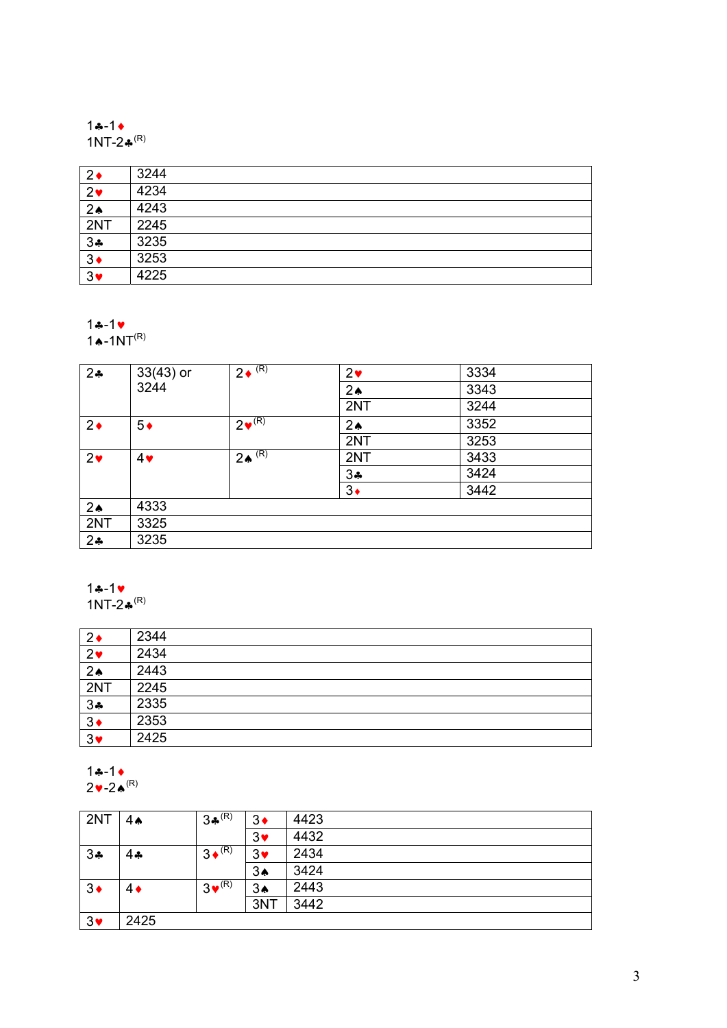1♣-1♦
1NT-2♣[(R)]

| | |
|---|---|
| 2♦ | 3244 |
| 2♥ | 4234 |
| 2♠ | 4243 |
| 2NT | 2245 |
| 3♣ | 3235 |
| 3♦ | 3253 |
| 3♥ | 4225 |

1♣-1♥
1♠-1NT[(R)]

| | | | | |
|---|---|---|---|---|
| 2♣ | 33(43) or 3244 | 2♦ [(R)] | 2♥ | 3334 |
| | | | 2♠ | 3343 |
| | | | 2NT | 3244 |
| 2♦ | 5♦ | 2♥ [(R)] | 2♠ | 3352 |
| | | | 2NT | 3253 |
| 2♥ | 4♥ | 2♠ [(R)] | 2NT | 3433 |
| | | | 3♣ | 3424 |
| | | | 3♦ | 3442 |
| 2♠ | 4333 | | | |
| 2NT | 3325 | | | |
| 2♣ | 3235 | | | |

1♣-1♥
1NT-2♣[(R)]

| | |
|---|---|
| 2♦ | 2344 |
| 2♥ | 2434 |
| 2♠ | 2443 |
| 2NT | 2245 |
| 3♣ | 2335 |
| 3♦ | 2353 |
| 3♥ | 2425 |

1♣-1♦
2♥-2♠[(R)]

| | | | | |
|---|---|---|---|---|
| 2NT | 4♠ | 3♣[(R)] | 3♦ | 4423 |
| | | | 3♥ | 4432 |
| 3♣ | 4♣ | 3♦[(R)] | 3♥ | 2434 |
| | | | 3♠ | 3424 |
| 3♦ | 4♦ | 3♥[(R)] | 3♠ | 2443 |
| | | | 3NT | 3442 |
| 3♥ | 2425 | | | |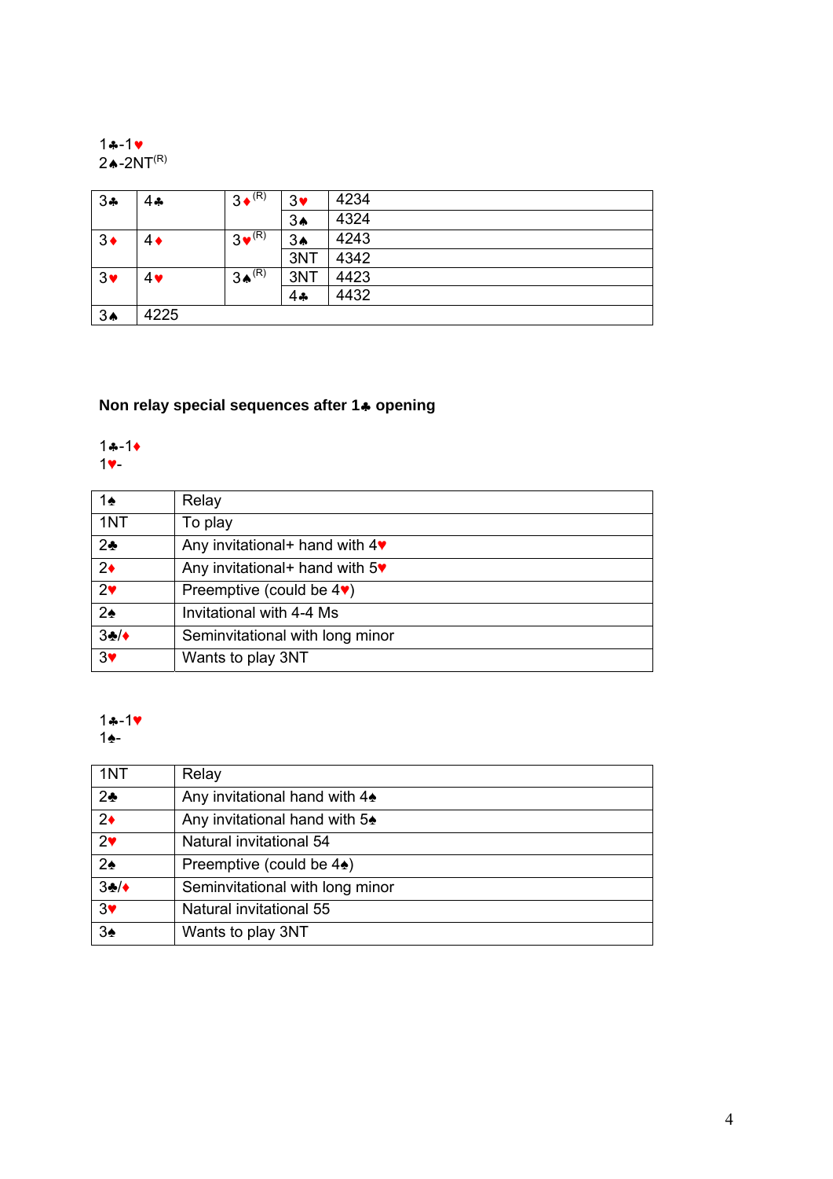1♣-1♥
2♠-2NT(R)

| 3♣ | 4♣ | 3♦ (R) | 3♥ | 4234 |
|---|---|---|---|---|
| | | | 3♠ | 4324 |
| 3♦ | 4♦ | 3♥ (R) | 3♠ | 4243 |
| | | | 3NT | 4342 |
| 3♥ | 4♥ | 3♠ (R) | 3NT | 4423 |
| | | | 4♣ | 4432 |
| 3♠ | 4225 | | | |

**Non relay special sequences after 1♣ opening**

1♣-1♦
1♥-

| 1♠ | Relay |
|---|---|
| 1NT | To play |
| 2♣ | Any invitational+ hand with 4♥ |
| 2♦ | Any invitational+ hand with 5♥ |
| 2♥ | Preemptive (could be 4♥) |
| 2♠ | Invitational with 4-4 Ms |
| 3♣/♦ | Seminvitational with long minor |
| 3♥ | Wants to play 3NT |

1♣-1♥
1♠-

| 1NT | Relay |
|---|---|
| 2♣ | Any invitational hand with 4♠ |
| 2♦ | Any invitational hand with 5♠ |
| 2♥ | Natural invitational 54 |
| 2♠ | Preemptive (could be 4♠) |
| 3♣/♦ | Seminvitational with long minor |
| 3♥ | Natural invitational 55 |
| 3♠ | Wants to play 3NT |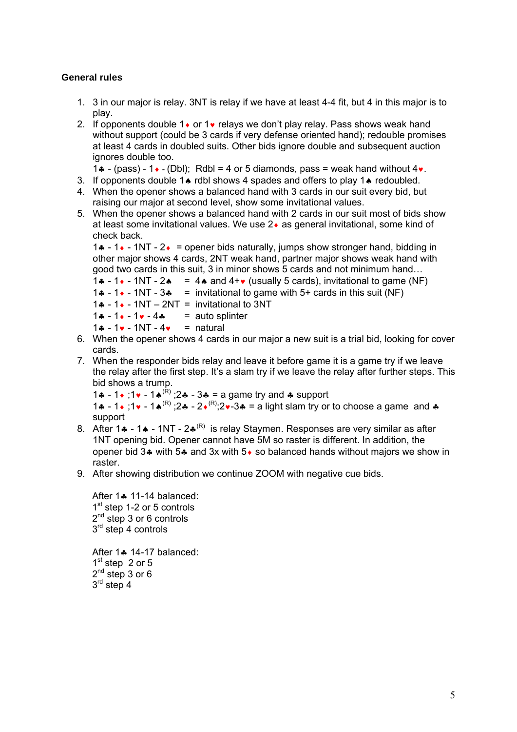### General rules

1. 3 in our major is relay. 3NT is relay if we have at least 4-4 fit, but 4 in this major is to play.
2. If opponents double 1♦ or 1♥ relays we don't play relay. Pass shows weak hand without support (could be 3 cards if very defense oriented hand); redouble promises at least 4 cards in doubled suits. Other bids ignore double and subsequent auction ignores double too.
   1♣ - (pass) - 1♦ - (Dbl); Rdbl = 4 or 5 diamonds, pass = weak hand without 4♥.
3. If opponents double 1♠ rdbl shows 4 spades and offers to play 1♠ redoubled.
4. When the opener shows a balanced hand with 3 cards in our suit every bid, but raising our major at second level, show some invitational values.
5. When the opener shows a balanced hand with 2 cards in our suit most of bids show at least some invitational values. We use 2♦ as general invitational, some kind of check back.
   1♣ - 1♦ - 1NT - 2♦ = opener bids naturally, jumps show stronger hand, bidding in other major shows 4 cards, 2NT weak hand, partner major shows weak hand with good two cards in this suit, 3 in minor shows 5 cards and not minimum hand…
   1♣ - 1♦ - 1NT - 2♠ = 4♠ and 4+♥ (usually 5 cards), invitational to game (NF)
   1♣ - 1♦ - 1NT - 3♣ = invitational to game with 5+ cards in this suit (NF)
   1♣ - 1♦ - 1NT – 2NT = invitational to 3NT
   1♣ - 1♦ - 1♥ - 4♣ = auto splinter
   1♣ - 1♥ - 1NT - 4♥ = natural
6. When the opener shows 4 cards in our major a new suit is a trial bid, looking for cover cards.
7. When the responder bids relay and leave it before game it is a game try if we leave the relay after the first step. It's a slam try if we leave the relay after further steps. This bid shows a trump.
   1♣ - 1♦ ;1♥ - 1♠(R) ;2♣ - 3♣ = a game try and ♣ support
   1♣ - 1♦ ;1♥ - 1♠(R) ;2♣ - 2♦(R);2♥-3♣ = a light slam try or to choose a game and ♣ support
8. After 1♣ - 1♠ - 1NT - 2♣(R) is relay Stayman. Responses are very similar as after 1NT opening bid. Opener cannot have 5M so raster is different. In addition, the opener bid 3♣ with 5♣ and 3x with 5♦ so balanced hands without majors we show in raster.
9. After showing distribution we continue ZOOM with negative cue bids.

   After 1♣ 11-14 balanced:
   1st step 1-2 or 5 controls
   2nd step 3 or 6 controls
   3rd step 4 controls

   After 1♣ 14-17 balanced:
   1st step 2 or 5
   2nd step 3 or 6
   3rd step 4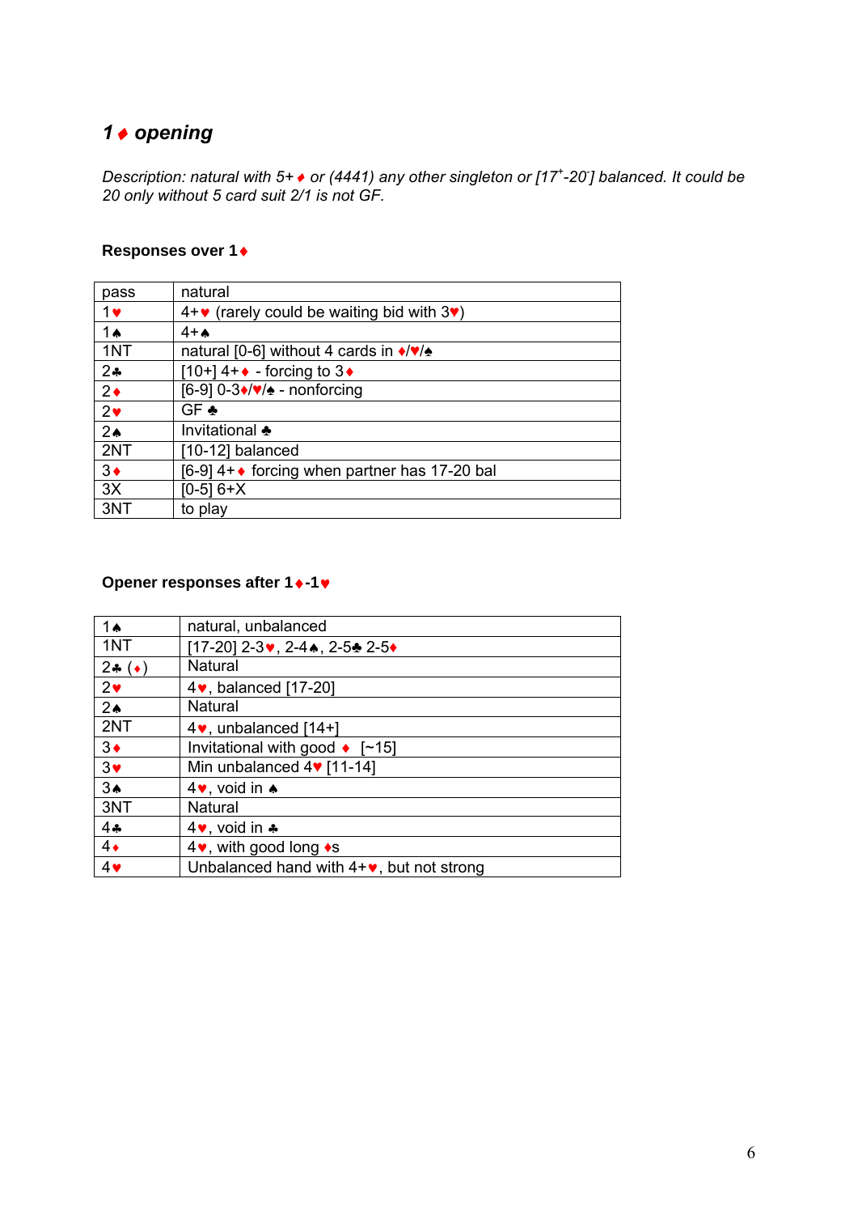## 1♦ opening

*Description: natural with 5+♦ or (4441) any other singleton or [17$^{+}$-20$^{-}$] balanced. It could be 20 only without 5 card suit 2/1 is not GF.*

### Responses over 1♦

| pass | natural |
|---|---|
| 1♥ | 4+♥ (rarely could be waiting bid with 3♥) |
| 1♠ | 4+♠ |
| 1NT | natural [0-6] without 4 cards in ♦/♥/♠ |
| 2♣ | [10+] 4+♦ - forcing to 3♦ |
| 2♦ | [6-9] 0-3♦/♥/♠ - nonforcing |
| 2♥ | GF ♣ |
| 2♠ | Invitational ♣ |
| 2NT | [10-12] balanced |
| 3♦ | [6-9] 4+♦ forcing when partner has 17-20 bal |
| 3X | [0-5] 6+X |
| 3NT | to play |

### Opener responses after 1♦-1♥

| 1♠ | natural, unbalanced |
|---|---|
| 1NT | [17-20] 2-3♥, 2-4♠, 2-5♣ 2-5♦ |
| 2♣ (♦) | Natural |
| 2♥ | 4♥, balanced [17-20] |
| 2♠ | Natural |
| 2NT | 4♥, unbalanced [14+] |
| 3♦ | Invitational with good ♦ [~15] |
| 3♥ | Min unbalanced 4♥ [11-14] |
| 3♠ | 4♥, void in ♠ |
| 3NT | Natural |
| 4♣ | 4♥, void in ♣ |
| 4♦ | 4♥, with good long ♦s |
| 4♥ | Unbalanced hand with 4+♥, but not strong |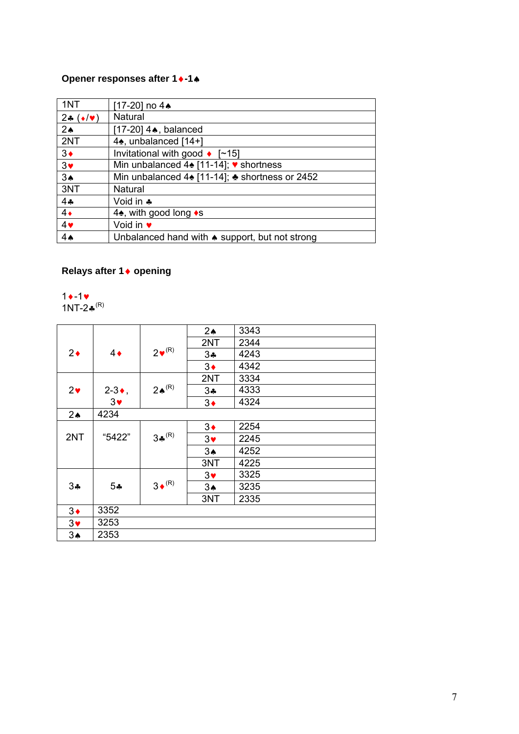### Opener responses after 1♦-1♠

| | |
|---|---|
| 1NT | [17-20] no 4♠ |
| 2♣ (♦/♥) | Natural |
| 2♠ | [17-20] 4♠, balanced |
| 2NT | 4♠, unbalanced [14+] |
| 3♦ | Invitational with good ♦ [~15] |
| 3♥ | Min unbalanced 4♠ [11-14]; ♥ shortness |
| 3♠ | Min unbalanced 4♠ [11-14]; ♣ shortness or 2452 |
| 3NT | Natural |
| 4♣ | Void in ♣ |
| 4♦ | 4♠, with good long ♦s |
| 4♥ | Void in ♥ |
| 4♠ | Unbalanced hand with ♠ support, but not strong |

### Relays after 1♦ opening

1♦-1♥
1NT-2♣ (R)

| | | | | |
|---|---|---|---|---|
| 2♦ | 4♦ | 2♥ (R) | 2♠ | 3343 |
| | | | 2NT | 2344 |
| | | | 3♣ | 4243 |
| | | | 3♦ | 4342 |
| 2♥ | 2-3♦, 3♥ | 2♠ (R) | 2NT | 3334 |
| | | | 3♣ | 4333 |
| | | | 3♦ | 4324 |
| 2♠ | 4234 | | | |
| 2NT | "5422" | 3♣ (R) | 3♦ | 2254 |
| | | | 3♥ | 2245 |
| | | | 3♠ | 4252 |
| | | | 3NT | 4225 |
| 3♣ | 5♣ | 3♦ (R) | 3♥ | 3325 |
| | | | 3♠ | 3235 |
| | | | 3NT | 2335 |
| 3♦ | 3352 | | | |
| 3♥ | 3253 | | | |
| 3♠ | 2353 | | | |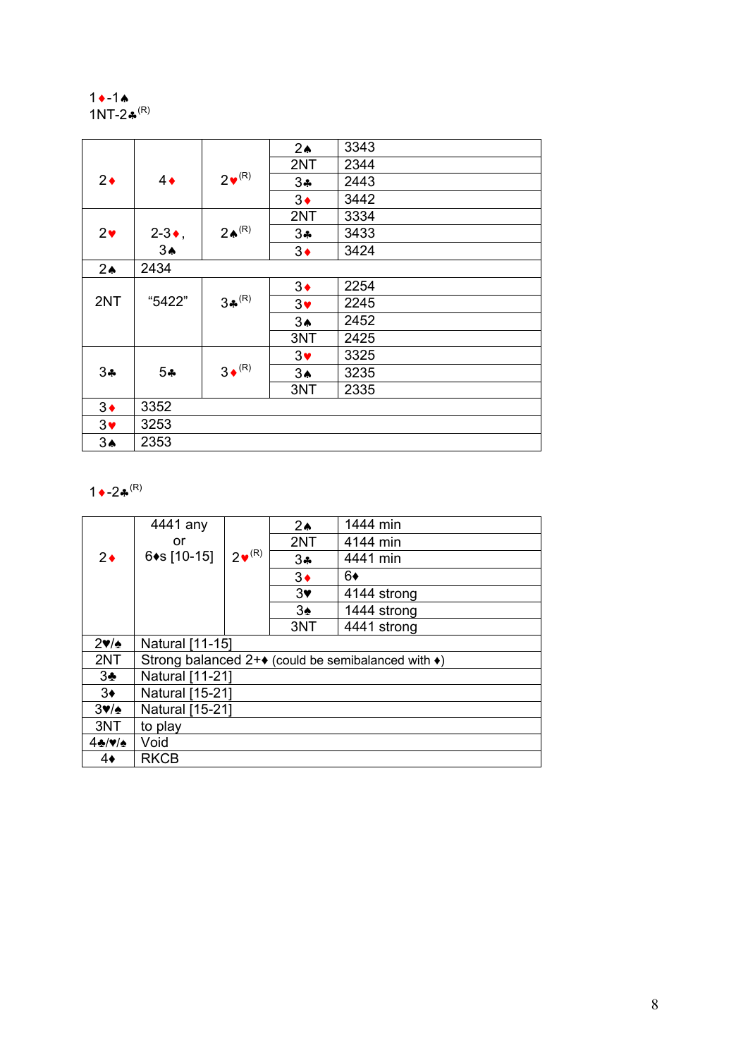1♦-1♠
1NT-2♣ (R)

| | | | | |
|---|---|---|---|---|
| 2♦ | 4♦ | 2♥ (R) | 2♠ | 3343 |
| | | | 2NT | 2344 |
| | | | 3♣ | 2443 |
| | | | 3♦ | 3442 |
| 2♥ | 2-3♦, 3♠ | 2♠ (R) | 2NT | 3334 |
| | | | 3♣ | 3433 |
| | | | 3♦ | 3424 |
| 2♠ | 2434 | | | |
| 2NT | "5422" | 3♣ (R) | 3♦ | 2254 |
| | | | 3♥ | 2245 |
| | | | 3♠ | 2452 |
| | | | 3NT | 2425 |
| 3♣ | 5♣ | 3♦ (R) | 3♥ | 3325 |
| | | | 3♠ | 3235 |
| | | | 3NT | 2335 |
| 3♦ | 3352 | | | |
| 3♥ | 3253 | | | |
| 3♠ | 2353 | | | |

1♦-2♣ (R)

| | | | | |
|---|---|---|---|---|
| 2♦ | 4441 any or 6♦s [10-15] | 2♥ (R) | 2♠ | 1444 min |
| | | | 2NT | 4144 min |
| | | | 3♣ | 4441 min |
| | | | 3♦ | 6♦ |
| | | | 3♥ | 4144 strong |
| | | | 3♠ | 1444 strong |
| | | | 3NT | 4441 strong |
| 2♥/♠ | Natural [11-15] | | | |
| 2NT | Strong balanced 2+♦ (could be semibalanced with ♦) | | | |
| 3♣ | Natural [11-21] | | | |
| 3♦ | Natural [15-21] | | | |
| 3♥/♠ | Natural [15-21] | | | |
| 3NT | to play | | | |
| 4♣/♥/♠ | Void | | | |
| 4♦ | RKCB | | | |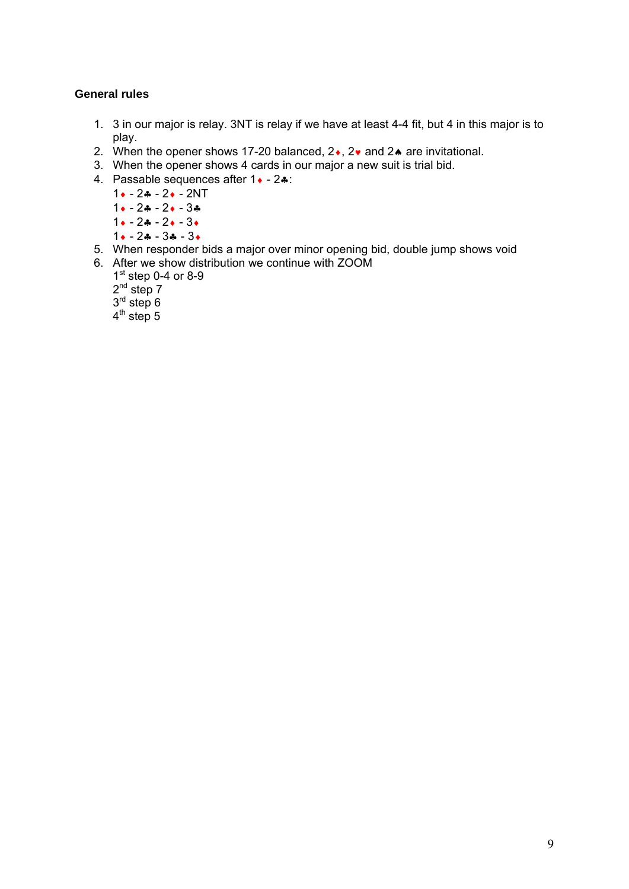### General rules

1. 3 in our major is relay. 3NT is relay if we have at least 4-4 fit, but 4 in this major is to play.
2. When the opener shows 17-20 balanced, 2♦, 2♥ and 2♠ are invitational.
3. When the opener shows 4 cards in our major a new suit is trial bid.
4. Passable sequences after 1♦ - 2♣:
   1♦ - 2♣ - 2♦ - 2NT
   1♦ - 2♣ - 2♦ - 3♣
   1♦ - 2♣ - 2♦ - 3♦
   1♦ - 2♣ - 3♣ - 3♦
5. When responder bids a major over minor opening bid, double jump shows void
6. After we show distribution we continue with ZOOM
   1st step 0-4 or 8-9
   2nd step 7
   3rd step 6
   4th step 5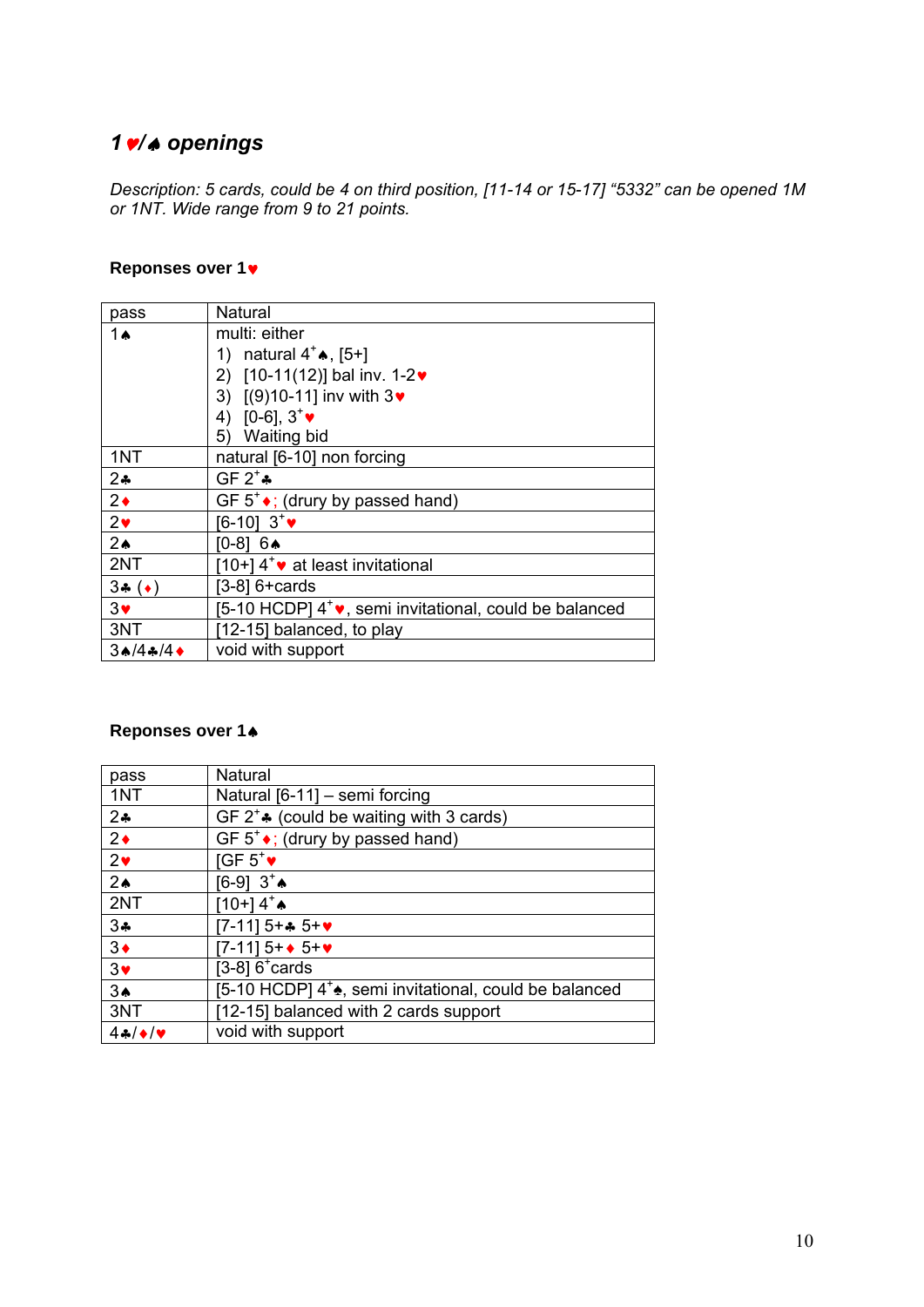## 1♥/♠ openings

*Description: 5 cards, could be 4 on third position, [11-14 or 15-17] "5332" can be opened 1M or 1NT. Wide range from 9 to 21 points.*

### Reponses over 1♥

| | |
|---|---|
| pass | Natural |
| 1♠ | multi: either<br>1) natural 4+♠, [5+]<br>2) [10-11(12)] bal inv. 1-2♥<br>3) [(9)10-11] inv with 3♥<br>4) [0-6], 3+♥<br>5) Waiting bid |
| 1NT | natural [6-10] non forcing |
| 2♣ | GF 2+♣ |
| 2♦ | GF 5+♦; (drury by passed hand) |
| 2♥ | [6-10] 3+♥ |
| 2♠ | [0-8] 6♠ |
| 2NT | [10+] 4+♥ at least invitational |
| 3♣ (♦) | [3-8] 6+cards |
| 3♥ | [5-10 HCDP] 4+♥, semi invitational, could be balanced |
| 3NT | [12-15] balanced, to play |
| 3♠/4♣/4♦ | void with support |

### Reponses over 1♠

| | |
|---|---|
| pass | Natural |
| 1NT | Natural [6-11] – semi forcing |
| 2♣ | GF 2+♣ (could be waiting with 3 cards) |
| 2♦ | GF 5+♦; (drury by passed hand) |
| 2♥ | [GF 5+♥ |
| 2♠ | [6-9] 3+♠ |
| 2NT | [10+] 4+♠ |
| 3♣ | [7-11] 5+♣ 5+♥ |
| 3♦ | [7-11] 5+♦ 5+♥ |
| 3♥ | [3-8] 6+cards |
| 3♠ | [5-10 HCDP] 4+♠, semi invitational, could be balanced |
| 3NT | [12-15] balanced with 2 cards support |
| 4♣/♦/♥ | void with support |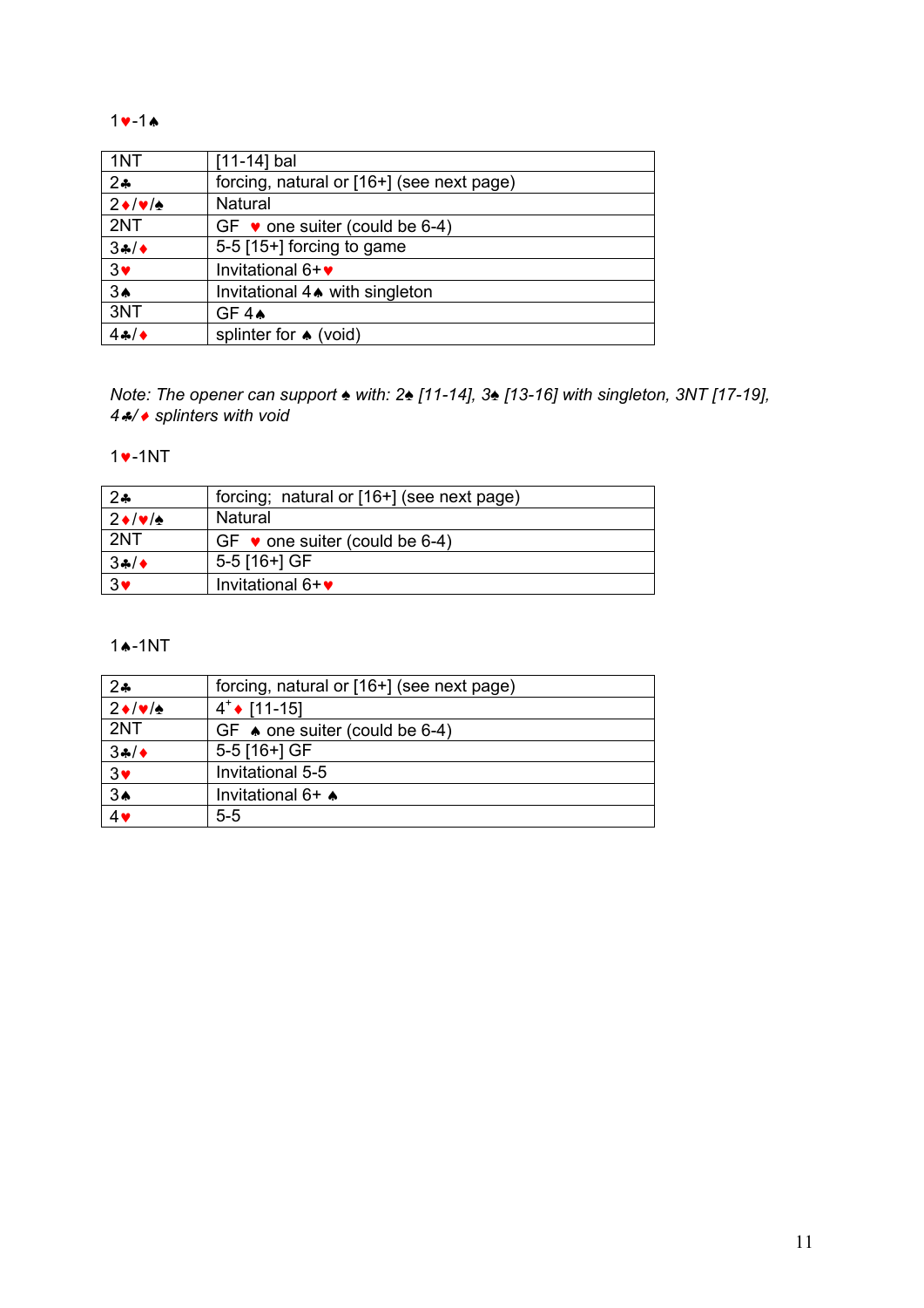1♥-1♠

| 1NT | [11-14] bal |
|---|---|
| 2♣ | forcing, natural or [16+] (see next page) |
| 2♦/♥/♠ | Natural |
| 2NT | GF ♥ one suiter (could be 6-4) |
| 3♣/♦ | 5-5 [15+] forcing to game |
| 3♥ | Invitational 6+♥ |
| 3♠ | Invitational 4♠ with singleton |
| 3NT | GF 4♠ |
| 4♣/♦ | splinter for ♠ (void) |

*Note: The opener can support ♠ with: 2♠ [11-14], 3♠ [13-16] with singleton, 3NT [17-19], 4♣/♦ splinters with void*

1♥-1NT

| 2♣ | forcing; natural or [16+] (see next page) |
|---|---|
| 2♦/♥/♠ | Natural |
| 2NT | GF ♥ one suiter (could be 6-4) |
| 3♣/♦ | 5-5 [16+] GF |
| 3♥ | Invitational 6+♥ |

1♠-1NT

| 2♣ | forcing, natural or [16+] (see next page) |
|---|---|
| 2♦/♥/♠ | 4+♦ [11-15] |
| 2NT | GF ♠ one suiter (could be 6-4) |
| 3♣/♦ | 5-5 [16+] GF |
| 3♥ | Invitational 5-5 |
| 3♠ | Invitational 6+ ♠ |
| 4♥ | 5-5 |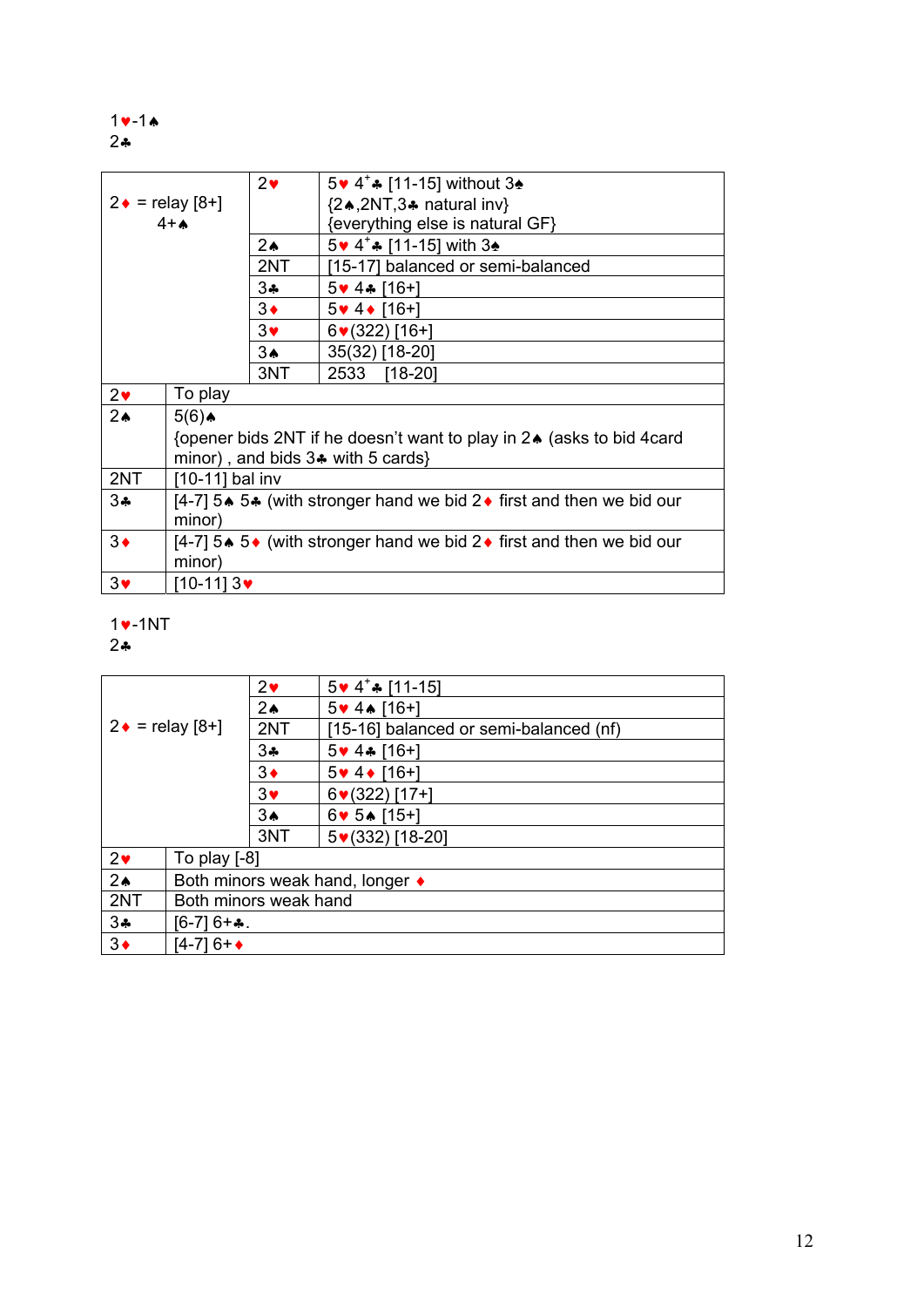1♥-1♠
2♣

| | | |
|---|---|---|
| 2♦ = relay [8+] 4+♠ | 2♥ | 5♥ 4+♣ [11-15] without 3♠ {2♠,2NT,3♣ natural inv} {everything else is natural GF} |
| | 2♠ | 5♥ 4+♣ [11-15] with 3♠ |
| | 2NT | [15-17] balanced or semi-balanced |
| | 3♣ | 5♥ 4♣ [16+] |
| | 3♦ | 5♥ 4♦ [16+] |
| | 3♥ | 6♥(322) [16+] |
| | 3♠ | 35(32) [18-20] |
| | 3NT | 2533 [18-20] |
| 2♥ | To play | |
| 2♠ | 5(6)♠ {opener bids 2NT if he doesn't want to play in 2♠ (asks to bid 4card minor) , and bids 3♣ with 5 cards} | |
| 2NT | [10-11] bal inv | |
| 3♣ | [4-7] 5♠ 5♣ (with stronger hand we bid 2♦ first and then we bid our minor) | |
| 3♦ | [4-7] 5♠ 5♦ (with stronger hand we bid 2♦ first and then we bid our minor) | |
| 3♥ | [10-11] 3♥ | |

1♥-1NT
2♣

| | | |
|---|---|---|
| 2♦ = relay [8+] | 2♥ | 5♥ 4+♣ [11-15] |
| | 2♠ | 5♥ 4♠ [16+] |
| | 2NT | [15-16] balanced or semi-balanced (nf) |
| | 3♣ | 5♥ 4♣ [16+] |
| | 3♦ | 5♥ 4♦ [16+] |
| | 3♥ | 6♥(322) [17+] |
| | 3♠ | 6♥ 5♠ [15+] |
| | 3NT | 5♥(332) [18-20] |
| 2♥ | To play [-8] | |
| 2♠ | Both minors weak hand, longer ♦ | |
| 2NT | Both minors weak hand | |
| 3♣ | [6-7] 6+♣. | |
| 3♦ | [4-7] 6+♦ | |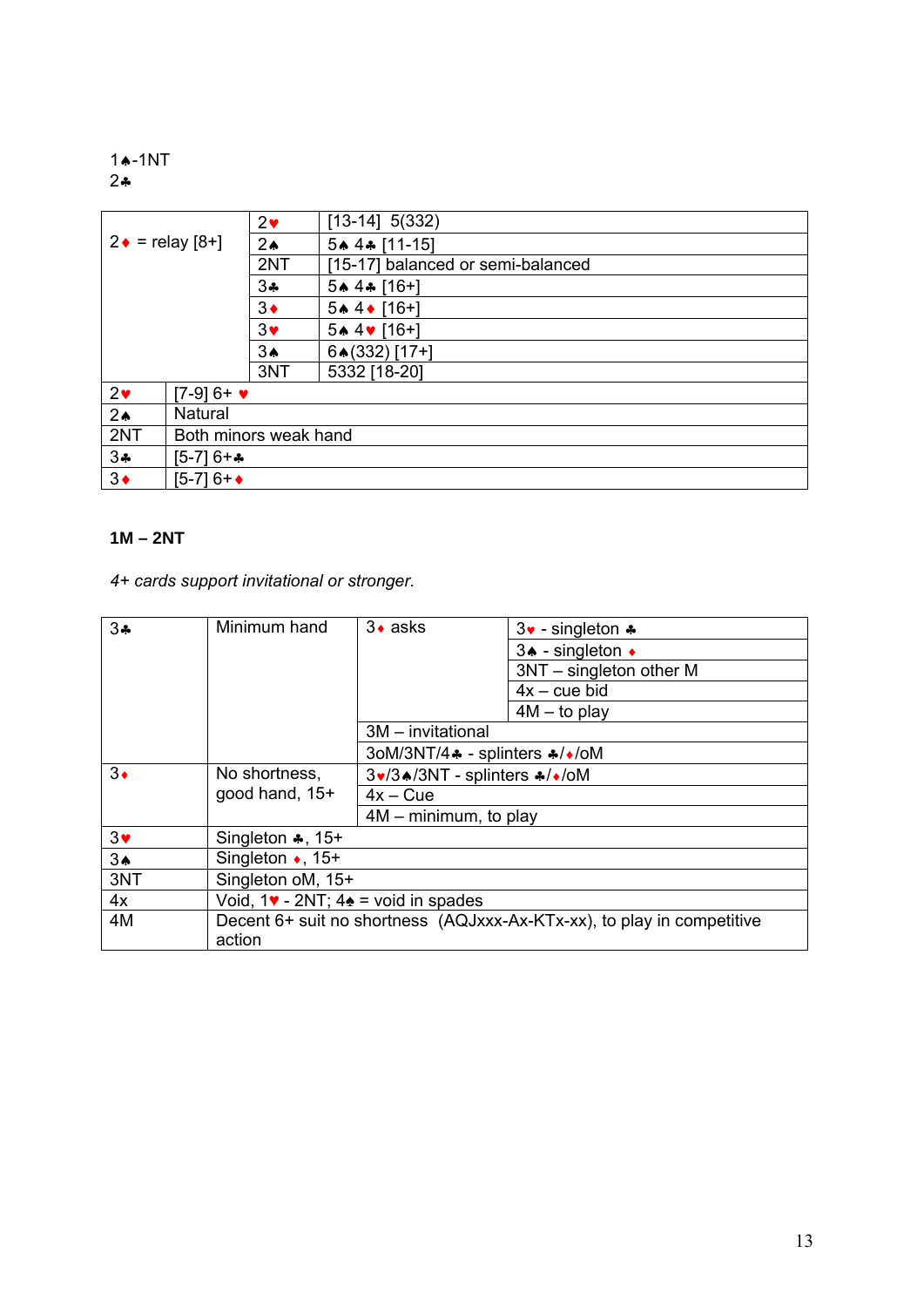1♠-1NT
2♣

| | | |
|---|---|---|
| 2♦ = relay [8+] | 2♥ | [13-14] 5(332) |
| | 2♠ | 5♠ 4♣ [11-15] |
| | 2NT | [15-17] balanced or semi-balanced |
| | 3♣ | 5♠ 4♣ [16+] |
| | 3♦ | 5♠ 4♦ [16+] |
| | 3♥ | 5♠ 4♥ [16+] |
| | 3♠ | 6♠(332) [17+] |
| | 3NT | 5332 [18-20] |
| 2♥ | [7-9] 6+ ♥ | |
| 2♠ | Natural | |
| 2NT | Both minors weak hand | |
| 3♣ | [5-7] 6+♣ | |
| 3♦ | [5-7] 6+♦ | |

**1M – 2NT**

*4+ cards support invitational or stronger.*

| | | | |
|---|---|---|---|
| 3♣ | Minimum hand | 3♦ asks | 3♥ - singleton ♣ |
| | | | 3♠ - singleton ♦ |
| | | | 3NT – singleton other M |
| | | | 4x – cue bid |
| | | | 4M – to play |
| | | 3M – invitational | |
| | | 3oM/3NT/4♣ - splinters ♣/♦/oM | |
| 3♦ | No shortness, good hand, 15+ | 3♥/3♠/3NT - splinters ♣/♦/oM | |
| | | 4x – Cue | |
| | | 4M – minimum, to play | |
| 3♥ | Singleton ♣, 15+ | | |
| 3♠ | Singleton ♦, 15+ | | |
| 3NT | Singleton oM, 15+ | | |
| 4x | Void, 1♥ - 2NT; 4♠ = void in spades | | |
| 4M | Decent 6+ suit no shortness (AQJxxx-Ax-KTx-xx), to play in competitive action | | |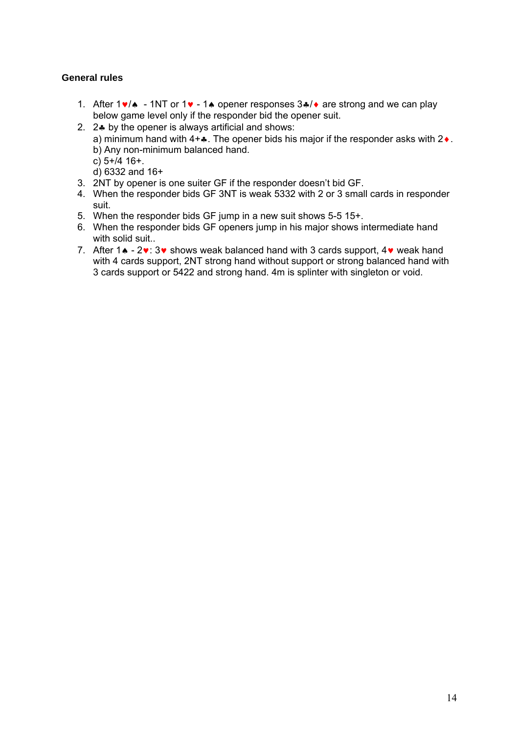### General rules

1. After 1♥/♠ - 1NT or 1♥ - 1♠ opener responses 3♣/♦ are strong and we can play below game level only if the responder bid the opener suit.
2. 2♣ by the opener is always artificial and shows:
   a) minimum hand with 4+♣. The opener bids his major if the responder asks with 2♦.
   b) Any non-minimum balanced hand.
   c) 5+/4 16+.
   d) 6332 and 16+
3. 2NT by opener is one suiter GF if the responder doesn't bid GF.
4. When the responder bids GF 3NT is weak 5332 with 2 or 3 small cards in responder suit.
5. When the responder bids GF jump in a new suit shows 5-5 15+.
6. When the responder bids GF openers jump in his major shows intermediate hand with solid suit..
7. After 1♠ - 2♥: 3♥ shows weak balanced hand with 3 cards support, 4♥ weak hand with 4 cards support, 2NT strong hand without support or strong balanced hand with 3 cards support or 5422 and strong hand. 4m is splinter with singleton or void.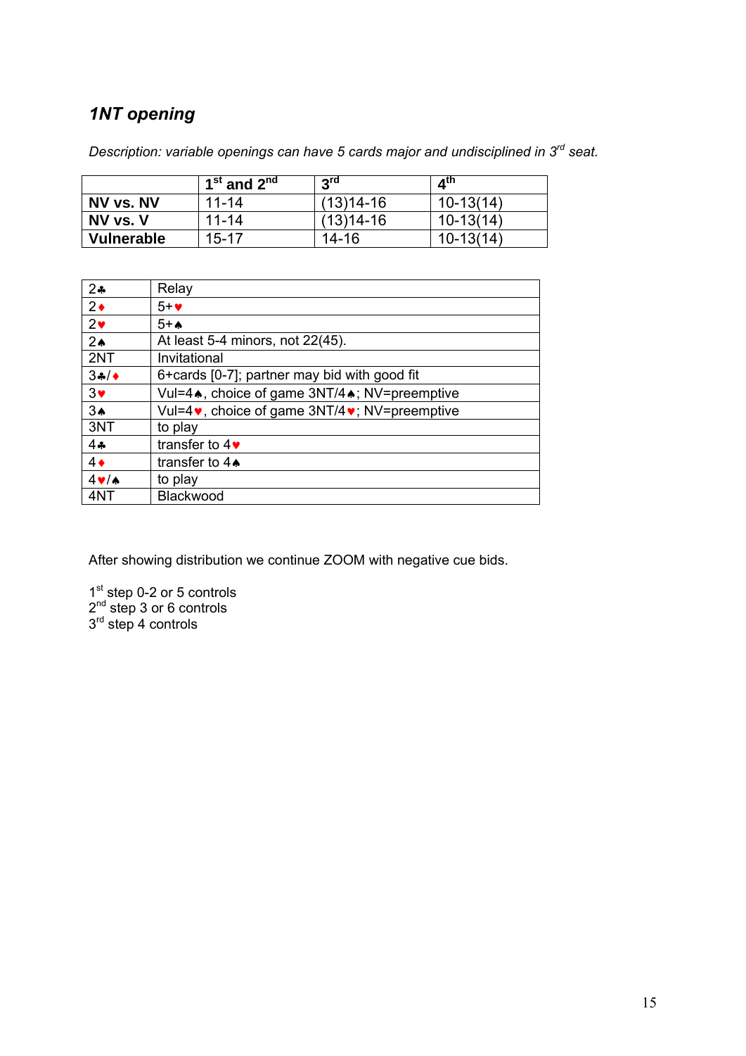### *1NT opening*

*Description: variable openings can have 5 cards major and undisciplined in 3rd seat.*

| | **1st and 2nd** | **3rd** | **4th** |
|---|---|---|---|
| **NV vs. NV** | 11-14 | (13)14-16 | 10-13(14) |
| **NV vs. V** | 11-14 | (13)14-16 | 10-13(14) |
| **Vulnerable** | 15-17 | 14-16 | 10-13(14) |

| | |
|---|---|
| 2♣ | Relay |
| 2♦ | 5+♥ |
| 2♥ | 5+♠ |
| 2♠ | At least 5-4 minors, not 22(45). |
| 2NT | Invitational |
| 3♣/♦ | 6+cards [0-7]; partner may bid with good fit |
| 3♥ | Vul=4♠, choice of game 3NT/4♠; NV=preemptive |
| 3♠ | Vul=4♥, choice of game 3NT/4♥; NV=preemptive |
| 3NT | to play |
| 4♣ | transfer to 4♥ |
| 4♦ | transfer to 4♠ |
| 4♥/♠ | to play |
| 4NT | Blackwood |

After showing distribution we continue ZOOM with negative cue bids.

1st step 0-2 or 5 controls
2nd step 3 or 6 controls
3rd step 4 controls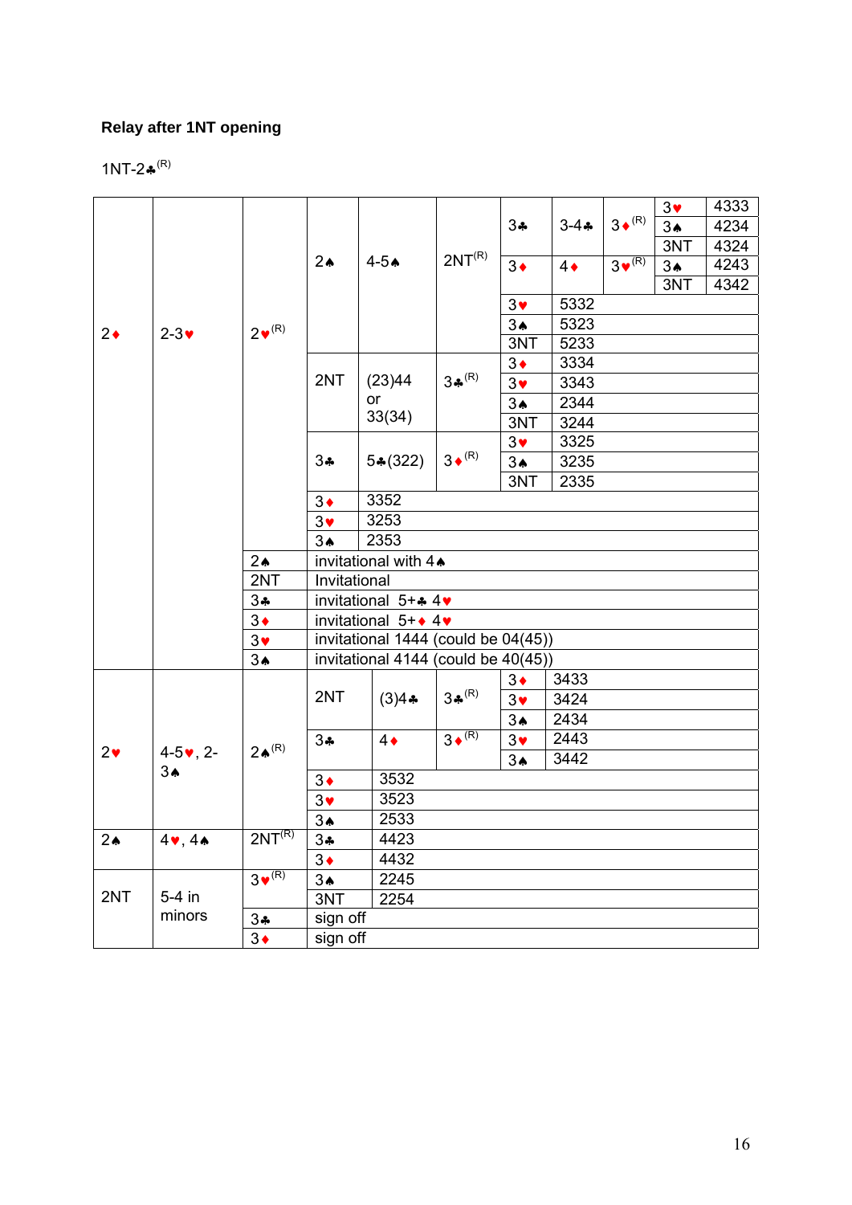### Relay after 1NT opening

1NT-2♣ (R)

| | | | | | | | | | | |
|---|---|---|---|---|---|---|---|---|---|---|
| 2♦ | 2-3♥ | 2♥ (R) | 2♠ | 4-5♠ | 2NT (R) | 3♣ | 3-4♣ | 3♦ (R) | 3♥ | 4333 |
| | | | | | | | | | 3♠ | 4234 |
| | | | | | | | | | 3NT | 4324 |
| | | | | | | 3♦ | 4♦ | 3♥ (R) | 3♠ | 4243 |
| | | | | | | | | | 3NT | 4342 |
| | | | | | | 3♥ | 5332 | | | |
| | | | | | | 3♠ | 5323 | | | |
| | | | | | | 3NT | 5233 | | | |
| | | | 2NT | (23)44 or 33(34) | 3♣ (R) | 3♦ | 3334 | | | |
| | | | | | | 3♥ | 3343 | | | |
| | | | | | | 3♠ | 2344 | | | |
| | | | | | | 3NT | 3244 | | | |
| | | | 3♣ | 5♣(322) | 3♦ (R) | 3♥ | 3325 | | | |
| | | | | | | 3♠ | 3235 | | | |
| | | | | | | 3NT | 2335 | | | |
| | | | 3♦ | 3352 | | | | | | |
| | | | 3♥ | 3253 | | | | | | |
| | | | 3♠ | 2353 | | | | | | |
| | | 2♠ | invitational with 4♠ | | | | | | | |
| | | 2NT | Invitational | | | | | | | |
| | | 3♣ | invitational 5+♣ 4♥ | | | | | | | |
| | | 3♦ | invitational 5+♦ 4♥ | | | | | | | |
| | | 3♥ | invitational 1444 (could be 04(45)) | | | | | | | |
| | | 3♠ | invitational 4144 (could be 40(45)) | | | | | | | |
| 2♥ | 4-5♥, 2-3♠ | 2♠ (R) | 2NT | (3)4♣ | 3♣ (R) | 3♦ | 3433 | | | |
| | | | | | | 3♥ | 3424 | | | |
| | | | | | | 3♠ | 2434 | | | |
| | | | 3♣ | 4♦ | 3♦ (R) | 3♥ | 2443 | | | |
| | | | | | | 3♠ | 3442 | | | |
| | | | 3♦ | 3532 | | | | | | |
| | | | 3♥ | 3523 | | | | | | |
| | | | 3♠ | 2533 | | | | | | |
| 2♠ | 4♥, 4♠ | 2NT (R) | 3♣ | 4423 | | | | | | |
| | | | 3♦ | 4432 | | | | | | |
| 2NT | 5-4 in minors | 3♥ (R) | 3♠ | 2245 | | | | | | |
| | | | 3NT | 2254 | | | | | | |
| | | 3♣ | sign off | | | | | | | |
| | | 3♦ | sign off | | | | | | | |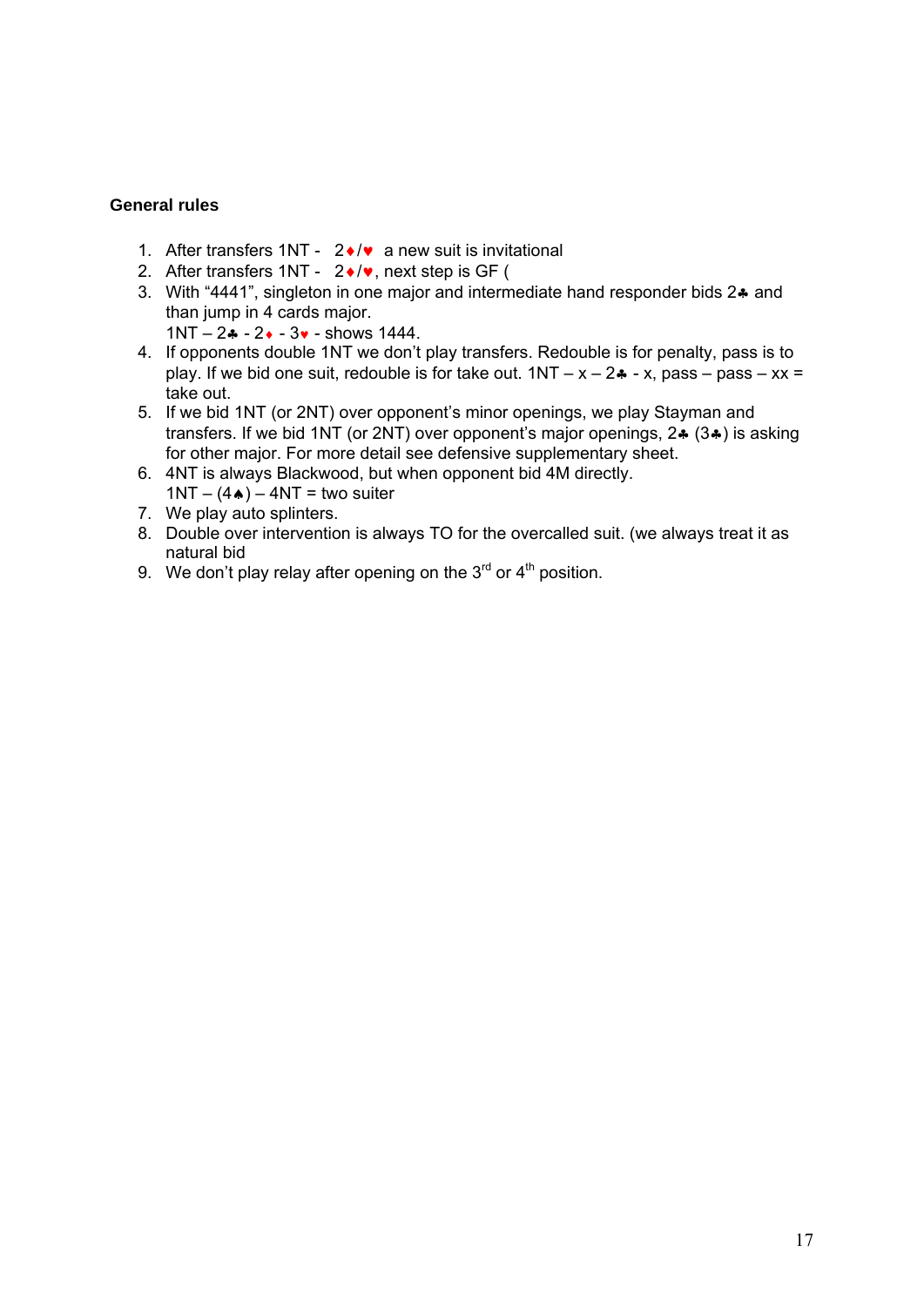**General rules**

1. After transfers 1NT - 2♦/♥ a new suit is invitational
2. After transfers 1NT - 2♦/♥, next step is GF (
3. With “4441”, singleton in one major and intermediate hand responder bids 2♣ and than jump in 4 cards major.
   1NT – 2♣ - 2♦ - 3♥ - shows 1444.
4. If opponents double 1NT we don’t play transfers. Redouble is for penalty, pass is to play. If we bid one suit, redouble is for take out. 1NT – x – 2♣ - x, pass – pass – xx = take out.
5. If we bid 1NT (or 2NT) over opponent’s minor openings, we play Stayman and transfers. If we bid 1NT (or 2NT) over opponent’s major openings, 2♣ (3♣) is asking for other major. For more detail see defensive supplementary sheet.
6. 4NT is always Blackwood, but when opponent bid 4M directly.
   1NT – (4♠) – 4NT = two suiter
7. We play auto splinters.
8. Double over intervention is always TO for the overcalled suit. (we always treat it as natural bid
9. We don’t play relay after opening on the 3rd or 4th position.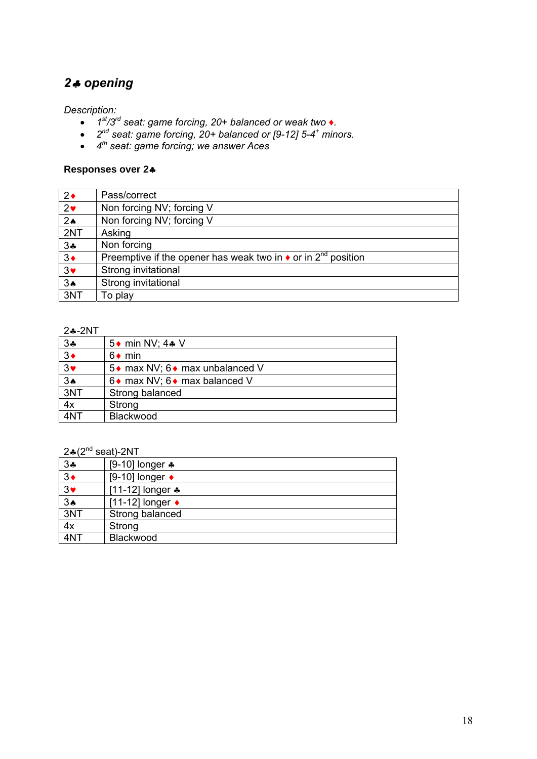## *2♣ opening*

*Description:*

- *1st/3rd seat: game forcing, 20+ balanced or weak two ♦.*
- *2nd seat: game forcing, 20+ balanced or [9-12] 5-4+ minors.*
- *4th seat: game forcing; we answer Aces*

**Responses over 2♣**

| | |
|---|---|
| 2♦ | Pass/correct |
| 2♥ | Non forcing NV; forcing V |
| 2♠ | Non forcing NV; forcing V |
| 2NT | Asking |
| 3♣ | Non forcing |
| 3♦ | Preemptive if the opener has weak two in ♦ or in 2nd position |
| 3♥ | Strong invitational |
| 3♠ | Strong invitational |
| 3NT | To play |

2♣-2NT

| | |
|---|---|
| 3♣ | 5♦ min NV; 4♣ V |
| 3♦ | 6♦ min |
| 3♥ | 5♦ max NV; 6♦ max unbalanced V |
| 3♠ | 6♦ max NV; 6♦ max balanced V |
| 3NT | Strong balanced |
| 4x | Strong |
| 4NT | Blackwood |

2♣(2nd seat)-2NT

| | |
|---|---|
| 3♣ | [9-10] longer ♣ |
| 3♦ | [9-10] longer ♦ |
| 3♥ | [11-12] longer ♣ |
| 3♠ | [11-12] longer ♦ |
| 3NT | Strong balanced |
| 4x | Strong |
| 4NT | Blackwood |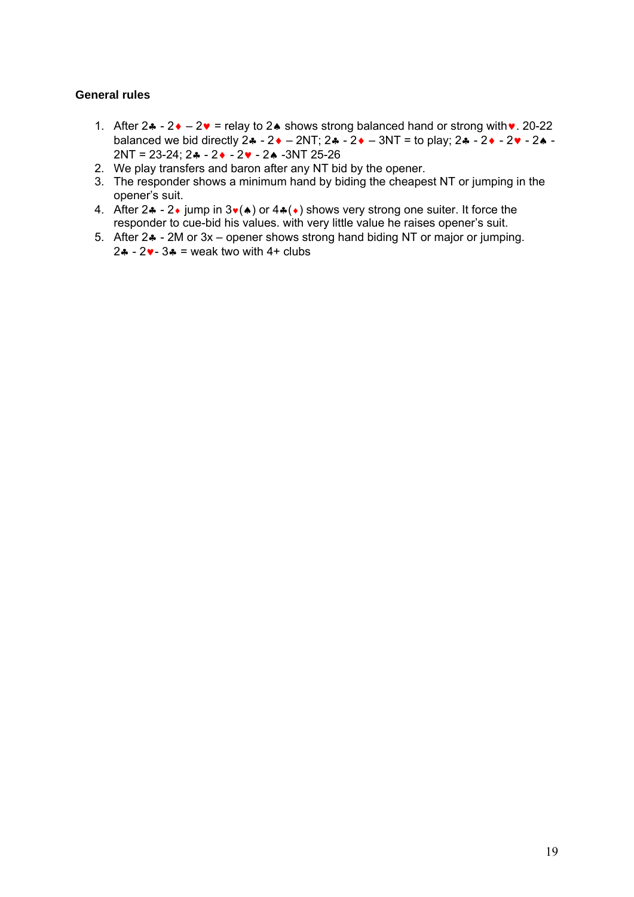### General rules

1. After 2♣ - 2♦ – 2♥ = relay to 2♠ shows strong balanced hand or strong with♥. 20-22 balanced we bid directly 2♣ - 2♦ – 2NT; 2♣ - 2♦ – 3NT = to play; 2♣ - 2♦ - 2♥ - 2♠ - 2NT = 23-24; 2♣ - 2♦ - 2♥ - 2♠ -3NT 25-26
2. We play transfers and baron after any NT bid by the opener.
3. The responder shows a minimum hand by biding the cheapest NT or jumping in the opener's suit.
4. After 2♣ - 2♦ jump in 3♥(♠) or 4♣(♦) shows very strong one suiter. It force the responder to cue-bid his values. with very little value he raises opener's suit.
5. After 2♣ - 2M or 3x – opener shows strong hand biding NT or major or jumping. 2♣ - 2♥- 3♣ = weak two with 4+ clubs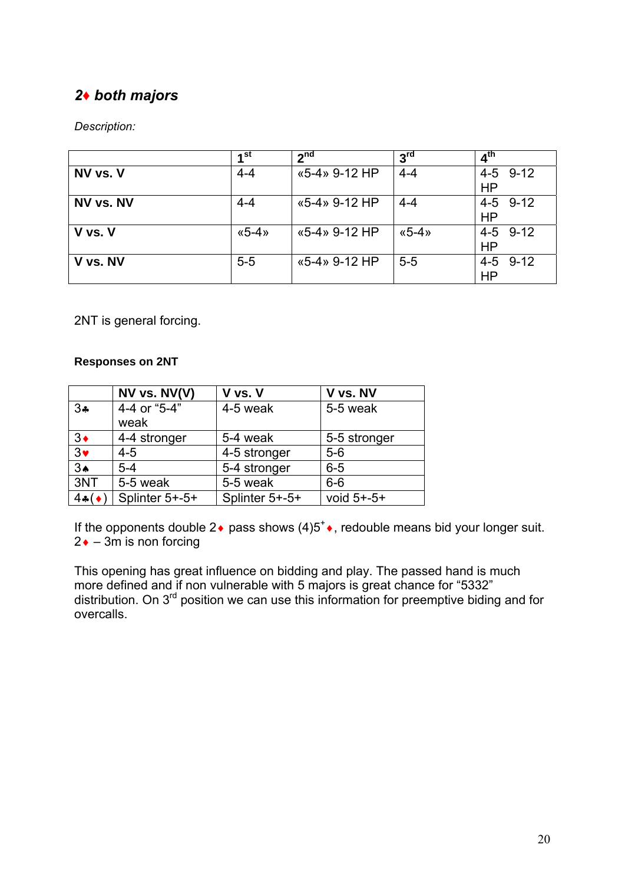## 2♦ both majors

*Description:*

| | 1st | 2nd | 3rd | 4th |
|---|---|---|---|---|
| **NV vs. V** | 4-4 | «5-4» 9-12 HP | 4-4 | 4-5 9-12 HP |
| **NV vs. NV** | 4-4 | «5-4» 9-12 HP | 4-4 | 4-5 9-12 HP |
| **V vs. V** | «5-4» | «5-4» 9-12 HP | «5-4» | 4-5 9-12 HP |
| **V vs. NV** | 5-5 | «5-4» 9-12 HP | 5-5 | 4-5 9-12 HP |

2NT is general forcing.

**Responses on 2NT**

| | **NV vs. NV(V)** | **V vs. V** | **V vs. NV** |
|---|---|---|---|
| 3♣ | 4-4 or “5-4” weak | 4-5 weak | 5-5 weak |
| 3♦ | 4-4 stronger | 5-4 weak | 5-5 stronger |
| 3♥ | 4-5 | 4-5 stronger | 5-6 |
| 3♠ | 5-4 | 5-4 stronger | 6-5 |
| 3NT | 5-5 weak | 5-5 weak | 6-6 |
| 4♣(♦) | Splinter 5+-5+ | Splinter 5+-5+ | void 5+-5+ |

If the opponents double 2♦ pass shows (4)5+♦, redouble means bid your longer suit.
2♦ – 3m is non forcing

This opening has great influence on bidding and play. The passed hand is much more defined and if non vulnerable with 5 majors is great chance for “5332” distribution. On 3rd position we can use this information for preemptive biding and for overcalls.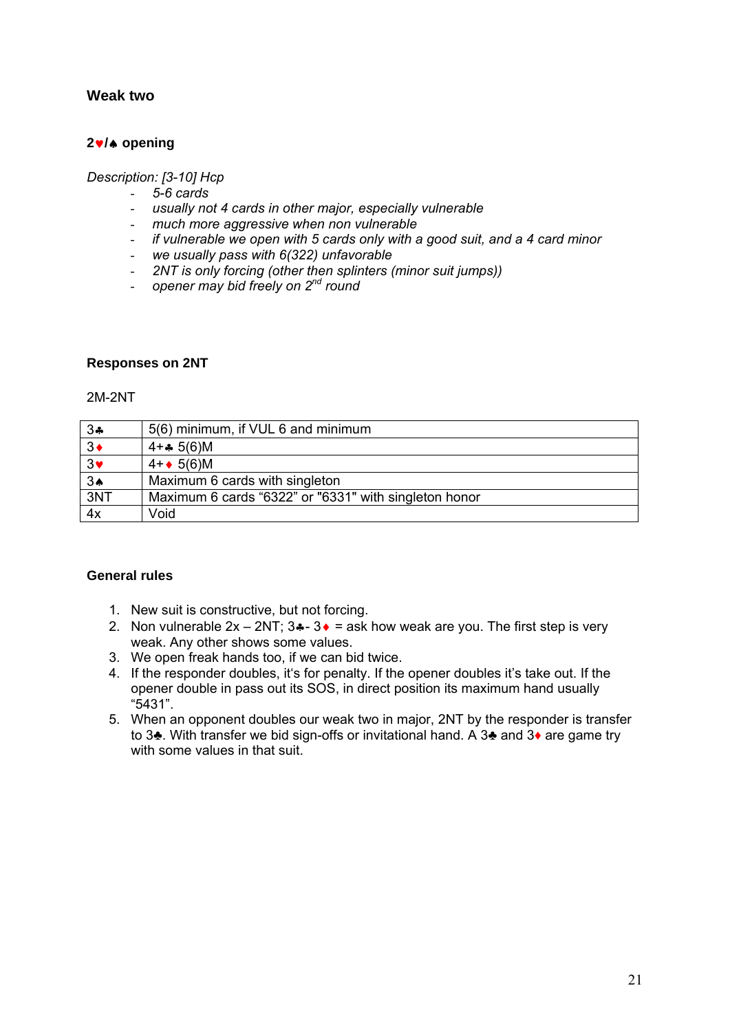## Weak two

### 2♥/♠ opening

*Description: [3-10] Hcp*

- *5-6 cards*
- *usually not 4 cards in other major, especially vulnerable*
- *much more aggressive when non vulnerable*
- *if vulnerable we open with 5 cards only with a good suit, and a 4 card minor*
- *we usually pass with 6(322) unfavorable*
- *2NT is only forcing (other then splinters (minor suit jumps))*
- *opener may bid freely on 2nd round*

### Responses on 2NT

2M-2NT

| | |
|---|---|
| 3♣ | 5(6) minimum, if VUL 6 and minimum |
| 3♦ | 4+♣ 5(6)M |
| 3♥ | 4+♦ 5(6)M |
| 3♠ | Maximum 6 cards with singleton |
| 3NT | Maximum 6 cards "6322" or "6331" with singleton honor |
| 4x | Void |

### General rules

1. New suit is constructive, but not forcing.
2. Non vulnerable 2x – 2NT; 3♣- 3♦ = ask how weak are you. The first step is very weak. Any other shows some values.
3. We open freak hands too, if we can bid twice.
4. If the responder doubles, it's for penalty. If the opener doubles it's take out. If the opener double in pass out its SOS, in direct position its maximum hand usually "5431".
5. When an opponent doubles our weak two in major, 2NT by the responder is transfer to 3♣. With transfer we bid sign-offs or invitational hand. A 3♣ and 3♦ are game try with some values in that suit.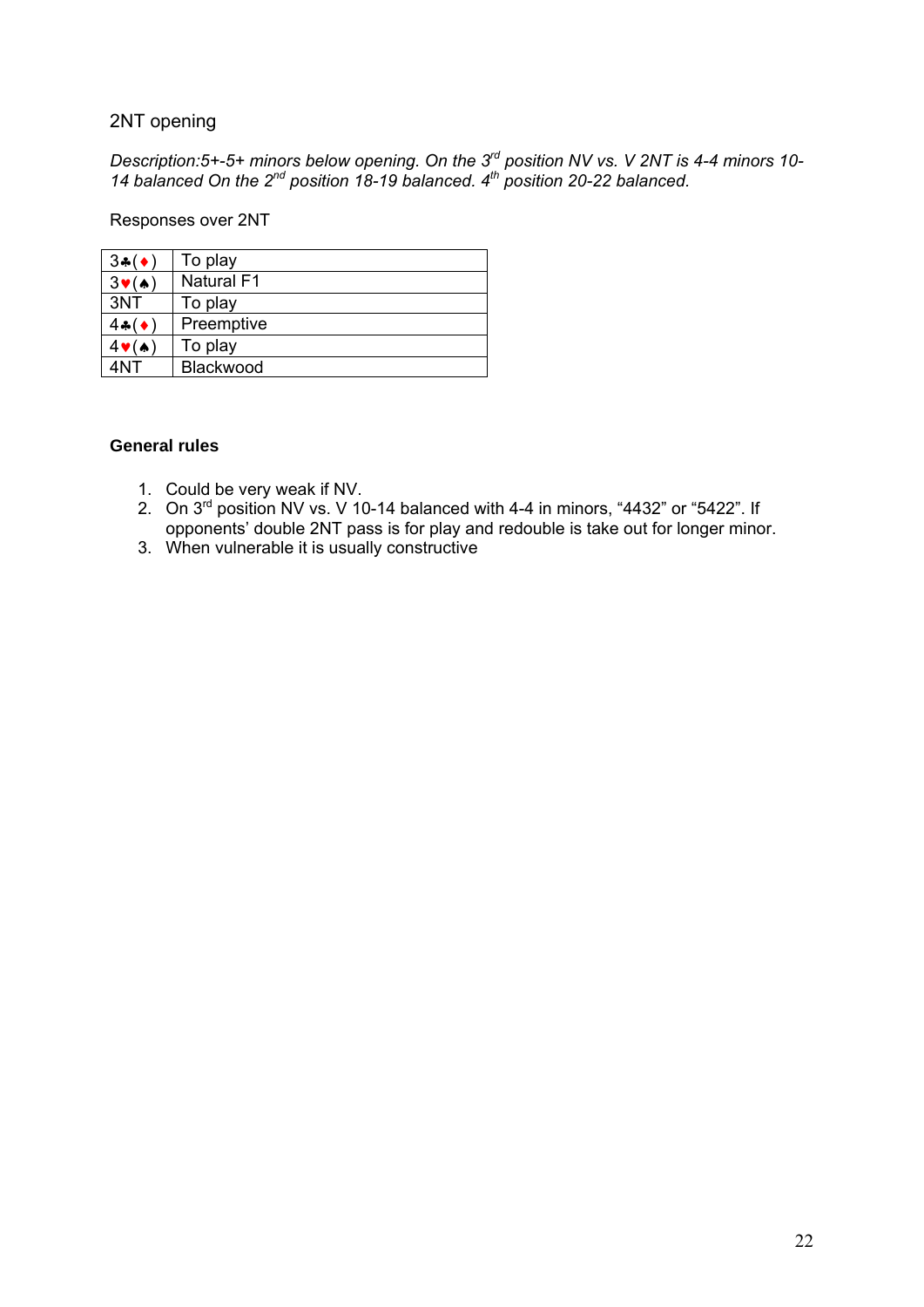## 2NT opening

*Description:5+-5+ minors below opening. On the 3rd position NV vs. V 2NT is 4-4 minors 10-14 balanced On the 2nd position 18-19 balanced. 4th position 20-22 balanced.*

Responses over 2NT

| | |
|---|---|
| 3♣(♦) | To play |
| 3♥(♠) | Natural F1 |
| 3NT | To play |
| 4♣(♦) | Preemptive |
| 4♥(♠) | To play |
| 4NT | Blackwood |

### General rules

1. Could be very weak if NV.
2. On 3rd position NV vs. V 10-14 balanced with 4-4 in minors, "4432" or "5422". If opponents' double 2NT pass is for play and redouble is take out for longer minor.
3. When vulnerable it is usually constructive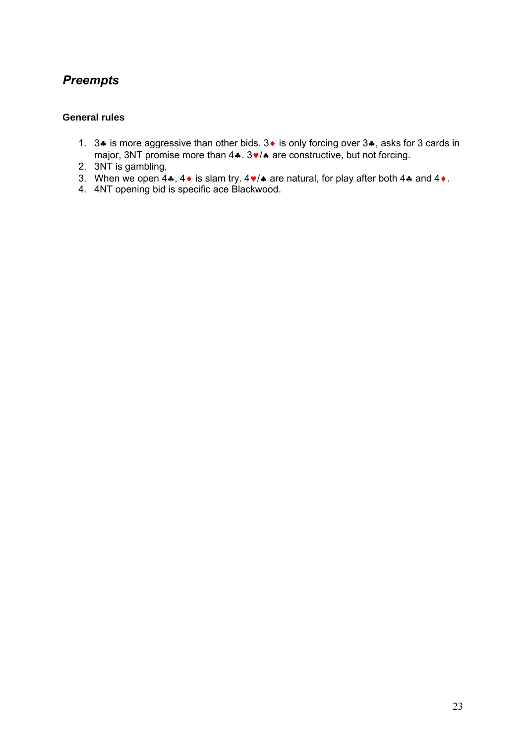## *Preempts*

### General rules

1. 3♣ is more aggressive than other bids. 3♦ is only forcing over 3♣, asks for 3 cards in major, 3NT promise more than 4♣. 3♥/♠ are constructive, but not forcing.
2. 3NT is gambling,
3. When we open 4♣, 4♦ is slam try. 4♥/♠ are natural, for play after both 4♣ and 4♦.
4. 4NT opening bid is specific ace Blackwood.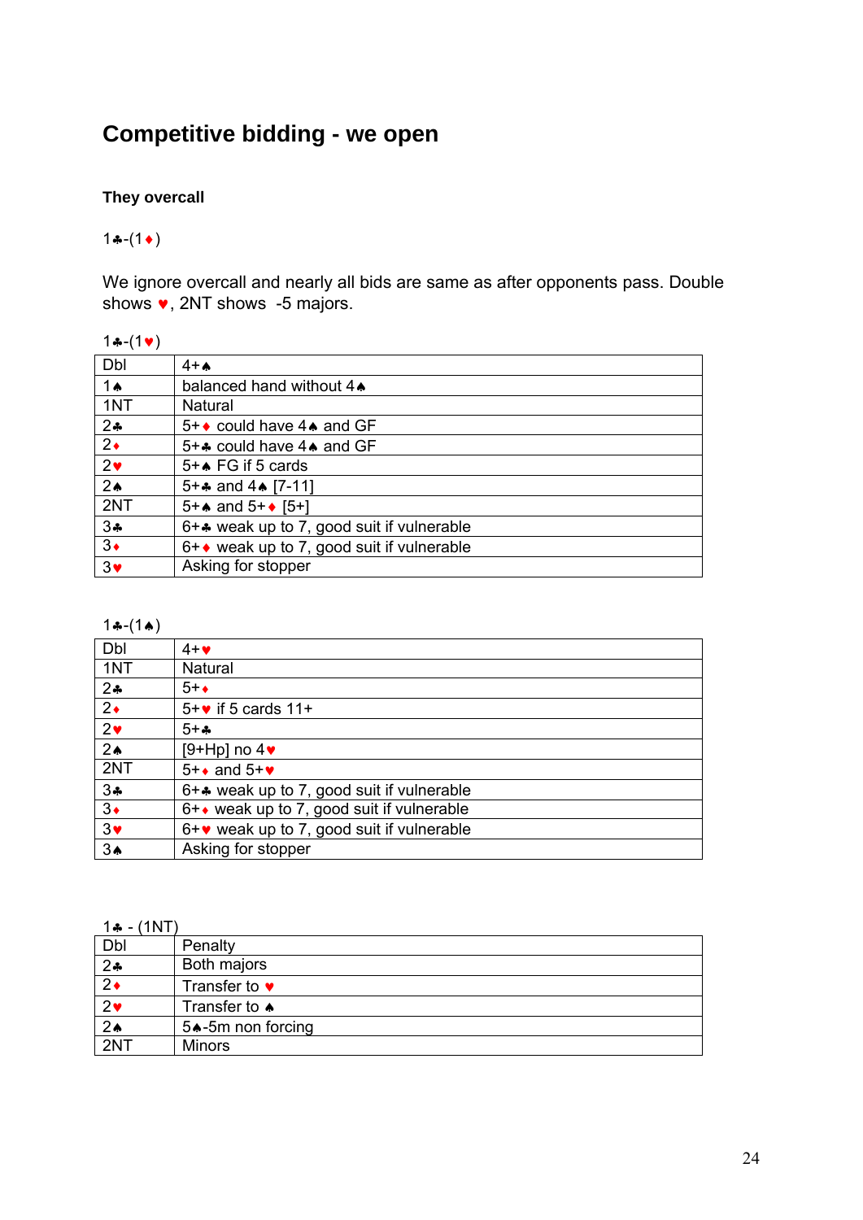# Competitive bidding - we open

### They overcall

1♣-(1♦)

We ignore overcall and nearly all bids are same as after opponents pass. Double shows ♥, 2NT shows -5 majors.

1♣-(1♥)

| Dbl | 4+♠ |
|---|---|
| 1♠ | balanced hand without 4♠ |
| 1NT | Natural |
| 2♣ | 5+♦ could have 4♠ and GF |
| 2♦ | 5+♣ could have 4♠ and GF |
| 2♥ | 5+♠ FG if 5 cards |
| 2♠ | 5+♣ and 4♠ [7-11] |
| 2NT | 5+♠ and 5+♦ [5+] |
| 3♣ | 6+♣ weak up to 7, good suit if vulnerable |
| 3♦ | 6+♦ weak up to 7, good suit if vulnerable |
| 3♥ | Asking for stopper |

1♣-(1♠)

| Dbl | 4+♥ |
|---|---|
| 1NT | Natural |
| 2♣ | 5+♦ |
| 2♦ | 5+♥ if 5 cards 11+ |
| 2♥ | 5+♣ |
| 2♠ | [9+Hp] no 4♥ |
| 2NT | 5+♦ and 5+♥ |
| 3♣ | 6+♣ weak up to 7, good suit if vulnerable |
| 3♦ | 6+♦ weak up to 7, good suit if vulnerable |
| 3♥ | 6+♥ weak up to 7, good suit if vulnerable |
| 3♠ | Asking for stopper |

1♣ - (1NT)

| Dbl | Penalty |
|---|---|
| 2♣ | Both majors |
| 2♦ | Transfer to ♥ |
| 2♥ | Transfer to ♠ |
| 2♠ | 5♠-5m non forcing |
| 2NT | Minors |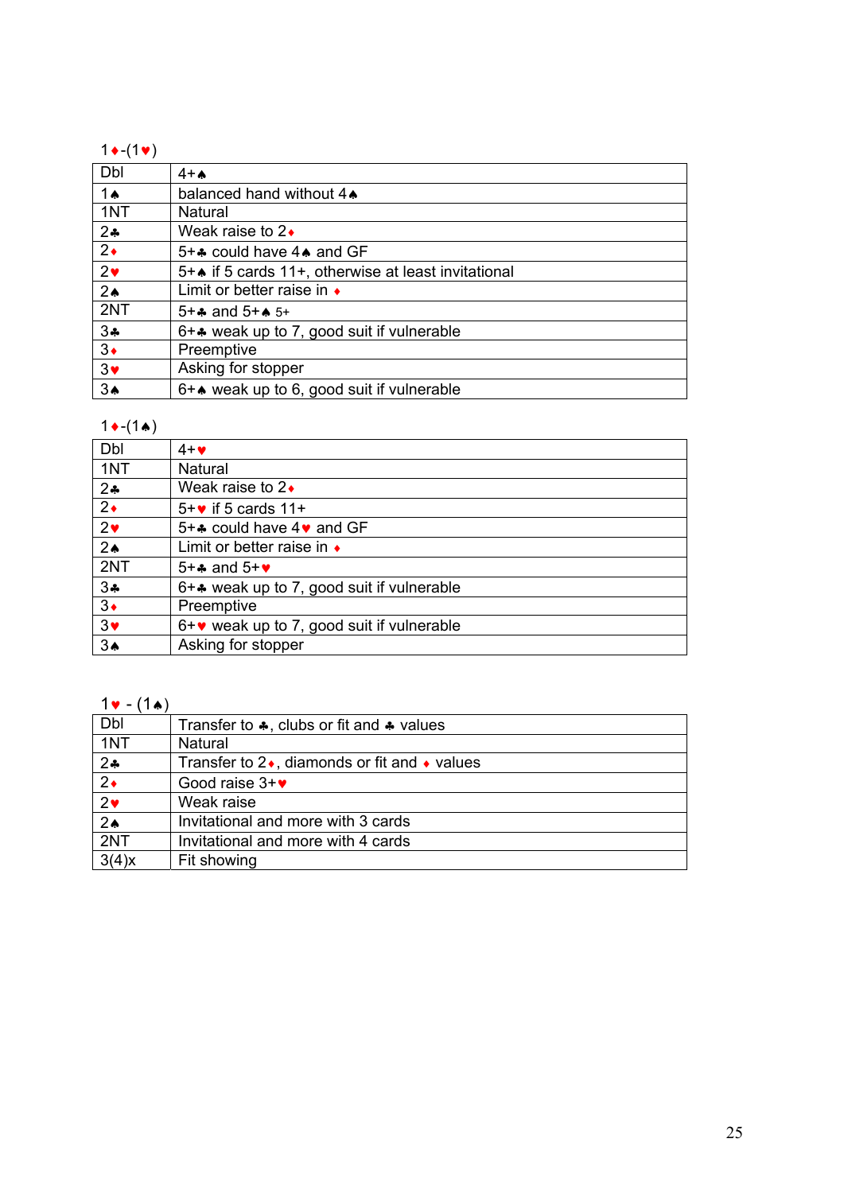1♦-(1♥)

| Dbl | 4+♠ |
|---|---|
| 1♠ | balanced hand without 4♠ |
| 1NT | Natural |
| 2♣ | Weak raise to 2♦ |
| 2♦ | 5+♣ could have 4♠ and GF |
| 2♥ | 5+♠ if 5 cards 11+, otherwise at least invitational |
| 2♠ | Limit or better raise in ♦ |
| 2NT | 5+♣ and 5+♠ 5+ |
| 3♣ | 6+♣ weak up to 7, good suit if vulnerable |
| 3♦ | Preemptive |
| 3♥ | Asking for stopper |
| 3♠ | 6+♠ weak up to 6, good suit if vulnerable |

1♦-(1♠)

| Dbl | 4+♥ |
|---|---|
| 1NT | Natural |
| 2♣ | Weak raise to 2♦ |
| 2♦ | 5+♥ if 5 cards 11+ |
| 2♥ | 5+♣ could have 4♥ and GF |
| 2♠ | Limit or better raise in ♦ |
| 2NT | 5+♣ and 5+♥ |
| 3♣ | 6+♣ weak up to 7, good suit if vulnerable |
| 3♦ | Preemptive |
| 3♥ | 6+♥ weak up to 7, good suit if vulnerable |
| 3♠ | Asking for stopper |

1♥ - (1♠)

| Dbl | Transfer to ♣, clubs or fit and ♣ values |
|---|---|
| 1NT | Natural |
| 2♣ | Transfer to 2♦, diamonds or fit and ♦ values |
| 2♦ | Good raise 3+♥ |
| 2♥ | Weak raise |
| 2♠ | Invitational and more with 3 cards |
| 2NT | Invitational and more with 4 cards |
| 3(4)x | Fit showing |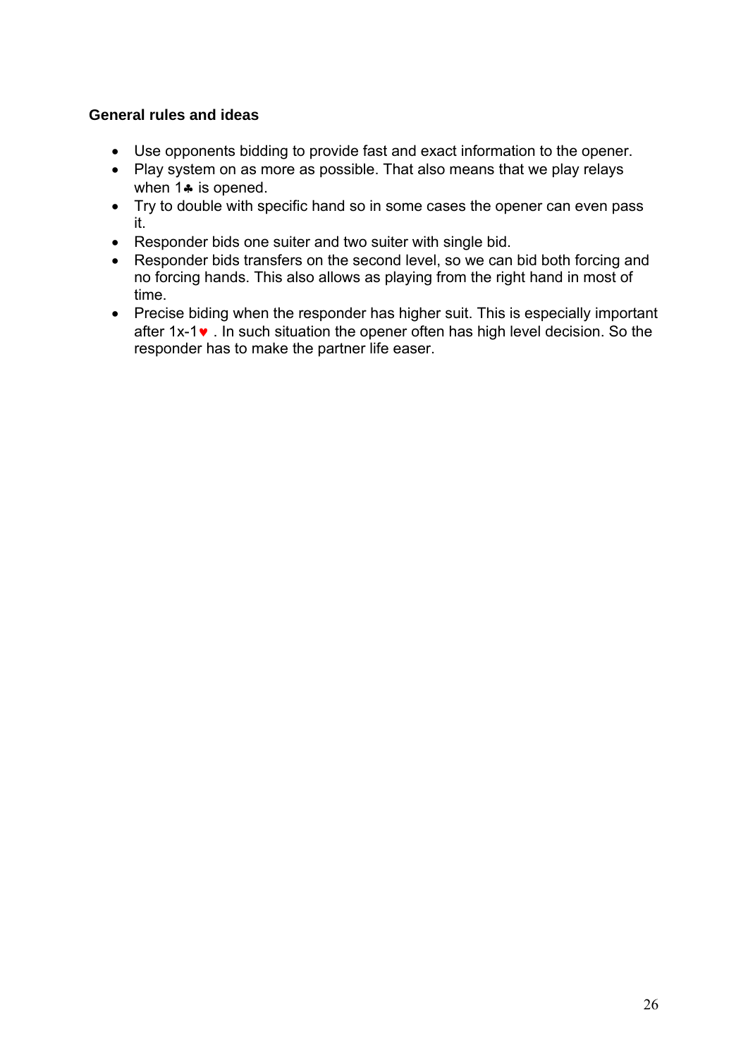### General rules and ideas

- Use opponents bidding to provide fast and exact information to the opener.
- Play system on as more as possible. That also means that we play relays when 1♣ is opened.
- Try to double with specific hand so in some cases the opener can even pass it.
- Responder bids one suiter and two suiter with single bid.
- Responder bids transfers on the second level, so we can bid both forcing and no forcing hands. This also allows as playing from the right hand in most of time.
- Precise biding when the responder has higher suit. This is especially important after 1x-1♥ . In such situation the opener often has high level decision. So the responder has to make the partner life easer.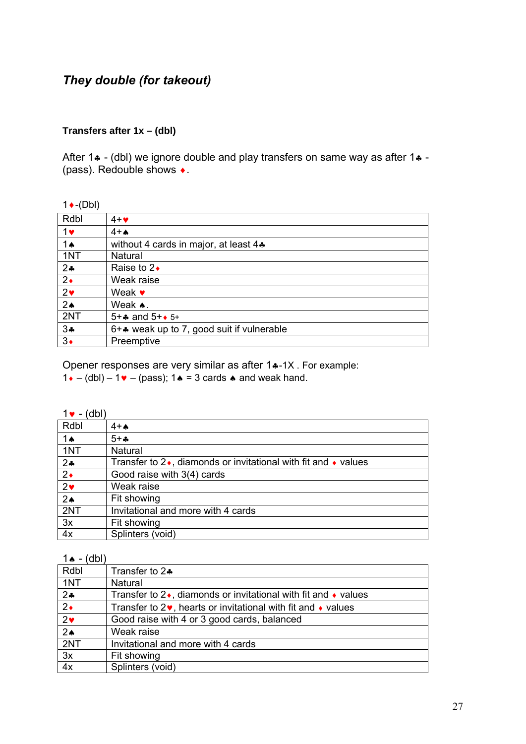## *They double (for takeout)*

### Transfers after 1x – (dbl)

After 1♣ - (dbl) we ignore double and play transfers on same way as after 1♣ - (pass). Redouble shows ♦.

1♦-(Dbl)

| | |
|---|---|
| Rdbl | 4+♥ |
| 1♥ | 4+♠ |
| 1♠ | without 4 cards in major, at least 4♣ |
| 1NT | Natural |
| 2♣ | Raise to 2♦ |
| 2♦ | Weak raise |
| 2♥ | Weak ♥ |
| 2♠ | Weak ♠. |
| 2NT | 5+♣ and 5+♦ 5+ |
| 3♣ | 6+♣ weak up to 7, good suit if vulnerable |
| 3♦ | Preemptive |

Opener responses are very similar as after 1♣-1X . For example:
1♦ – (dbl) – 1♥ – (pass); 1♠ = 3 cards ♠ and weak hand.

1♥ - (dbl)

| | |
|---|---|
| Rdbl | 4+♠ |
| 1♠ | 5+♣ |
| 1NT | Natural |
| 2♣ | Transfer to 2♦, diamonds or invitational with fit and ♦ values |
| 2♦ | Good raise with 3(4) cards |
| 2♥ | Weak raise |
| 2♠ | Fit showing |
| 2NT | Invitational and more with 4 cards |
| 3x | Fit showing |
| 4x | Splinters (void) |

1♠ - (dbl)

| | |
|---|---|
| Rdbl | Transfer to 2♣ |
| 1NT | Natural |
| 2♣ | Transfer to 2♦, diamonds or invitational with fit and ♦ values |
| 2♦ | Transfer to 2♥, hearts or invitational with fit and ♦ values |
| 2♥ | Good raise with 4 or 3 good cards, balanced |
| 2♠ | Weak raise |
| 2NT | Invitational and more with 4 cards |
| 3x | Fit showing |
| 4x | Splinters (void) |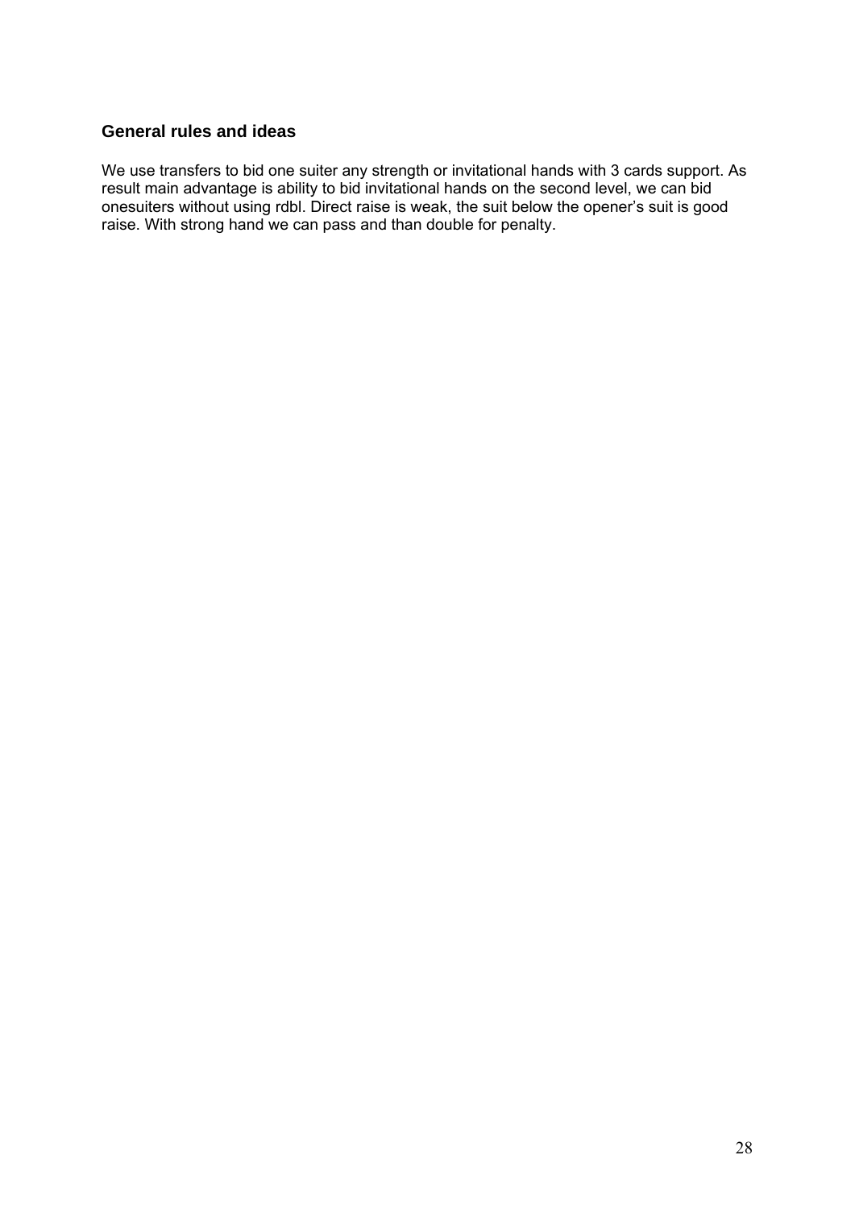## General rules and ideas

We use transfers to bid one suiter any strength or invitational hands with 3 cards support. As result main advantage is ability to bid invitational hands on the second level, we can bid onesuiters without using rdbl. Direct raise is weak, the suit below the opener's suit is good raise. With strong hand we can pass and than double for penalty.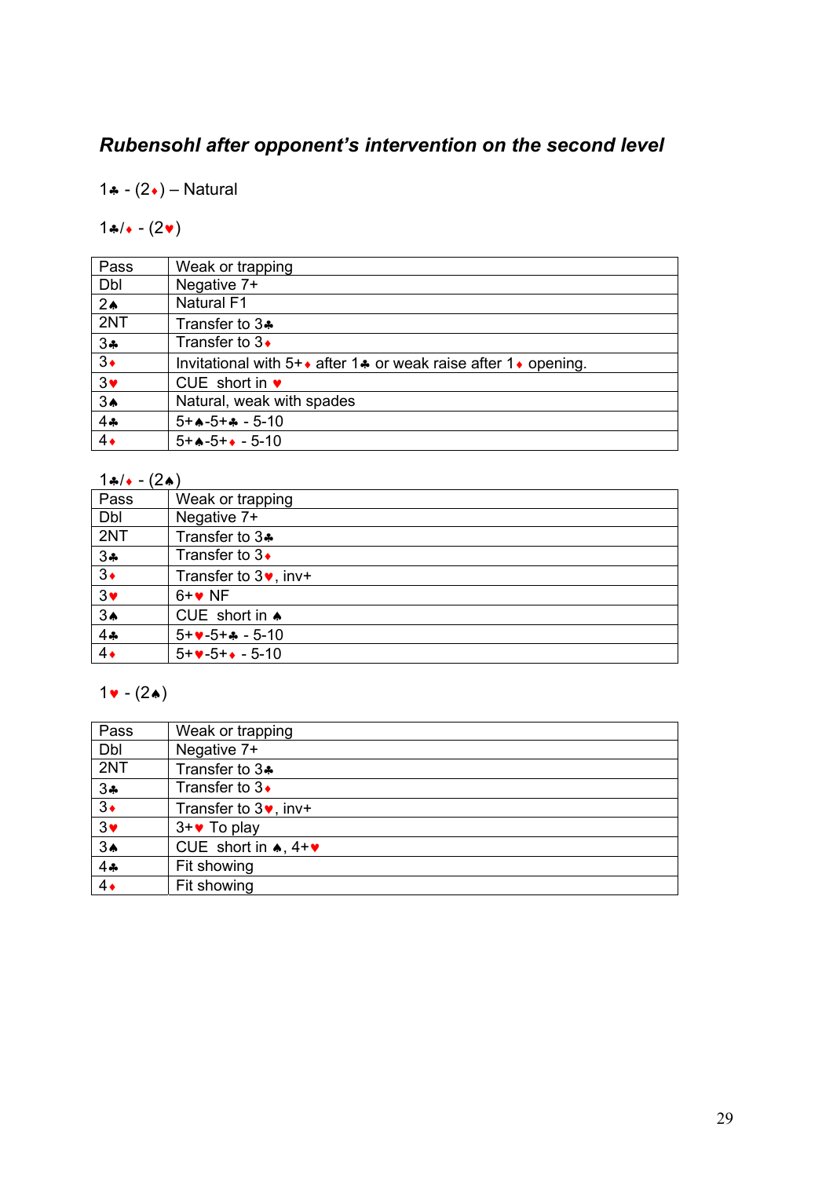## *Rubensohl after opponent's intervention on the second level*

1♣ - (2♦) – Natural

1♣/♦ - (2♥)

| Pass | Weak or trapping |
|---|---|
| Dbl | Negative 7+ |
| 2♠ | Natural F1 |
| 2NT | Transfer to 3♣ |
| 3♣ | Transfer to 3♦ |
| 3♦ | Invitational with 5+♦ after 1♣ or weak raise after 1♦ opening. |
| 3♥ | CUE short in ♥ |
| 3♠ | Natural, weak with spades |
| 4♣ | 5+♠-5+♣ - 5-10 |
| 4♦ | 5+♠-5+♦ - 5-10 |

1♣/♦ - (2♠)

| Pass | Weak or trapping |
|---|---|
| Dbl | Negative 7+ |
| 2NT | Transfer to 3♣ |
| 3♣ | Transfer to 3♦ |
| 3♦ | Transfer to 3♥, inv+ |
| 3♥ | 6+♥ NF |
| 3♠ | CUE short in ♠ |
| 4♣ | 5+♥-5+♣ - 5-10 |
| 4♦ | 5+♥-5+♦ - 5-10 |

1♥ - (2♠)

| Pass | Weak or trapping |
|---|---|
| Dbl | Negative 7+ |
| 2NT | Transfer to 3♣ |
| 3♣ | Transfer to 3♦ |
| 3♦ | Transfer to 3♥, inv+ |
| 3♥ | 3+♥ To play |
| 3♠ | CUE short in ♠, 4+♥ |
| 4♣ | Fit showing |
| 4♦ | Fit showing |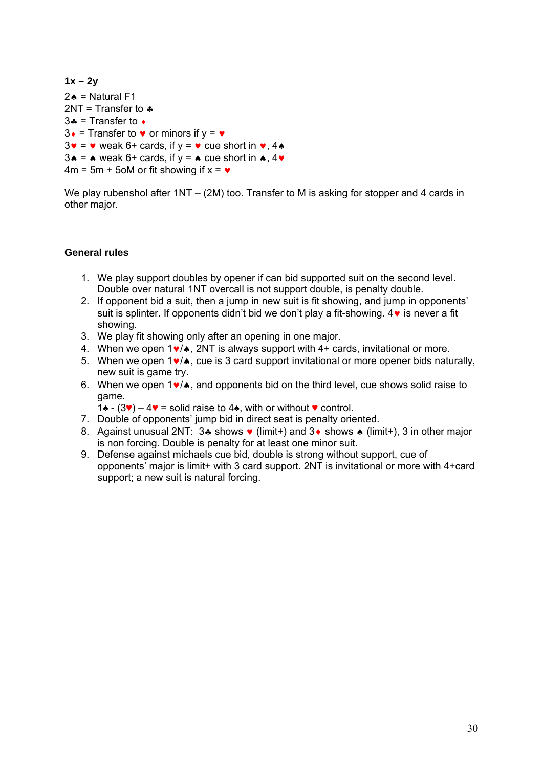**1x – 2y**

2♠ = Natural F1
2NT = Transfer to ♣
3♣ = Transfer to ♦
3♦ = Transfer to ♥ or minors if y = ♥
3♥ = ♥ weak 6+ cards, if y = ♥ cue short in ♥, 4♠
3♠ = ♠ weak 6+ cards, if y = ♠ cue short in ♠, 4♥
4m = 5m + 5oM or fit showing if x = ♥

We play rubenshol after 1NT – (2M) too. Transfer to M is asking for stopper and 4 cards in other major.

**General rules**

1. We play support doubles by opener if can bid supported suit on the second level. Double over natural 1NT overcall is not support double, is penalty double.
2. If opponent bid a suit, then a jump in new suit is fit showing, and jump in opponents' suit is splinter. If opponents didn't bid we don't play a fit-showing. 4♥ is never a fit showing.
3. We play fit showing only after an opening in one major.
4. When we open 1♥/♠, 2NT is always support with 4+ cards, invitational or more.
5. When we open 1♥/♠, cue is 3 card support invitational or more opener bids naturally, new suit is game try.
6. When we open 1♥/♠, and opponents bid on the third level, cue shows solid raise to game.
   1♠ - (3♥) – 4♥ = solid raise to 4♠, with or without ♥ control.
7. Double of opponents' jump bid in direct seat is penalty oriented.
8. Against unusual 2NT: 3♣ shows ♥ (limit+) and 3♦ shows ♠ (limit+), 3 in other major is non forcing. Double is penalty for at least one minor suit.
9. Defense against michaels cue bid, double is strong without support, cue of opponents' major is limit+ with 3 card support. 2NT is invitational or more with 4+card support; a new suit is natural forcing.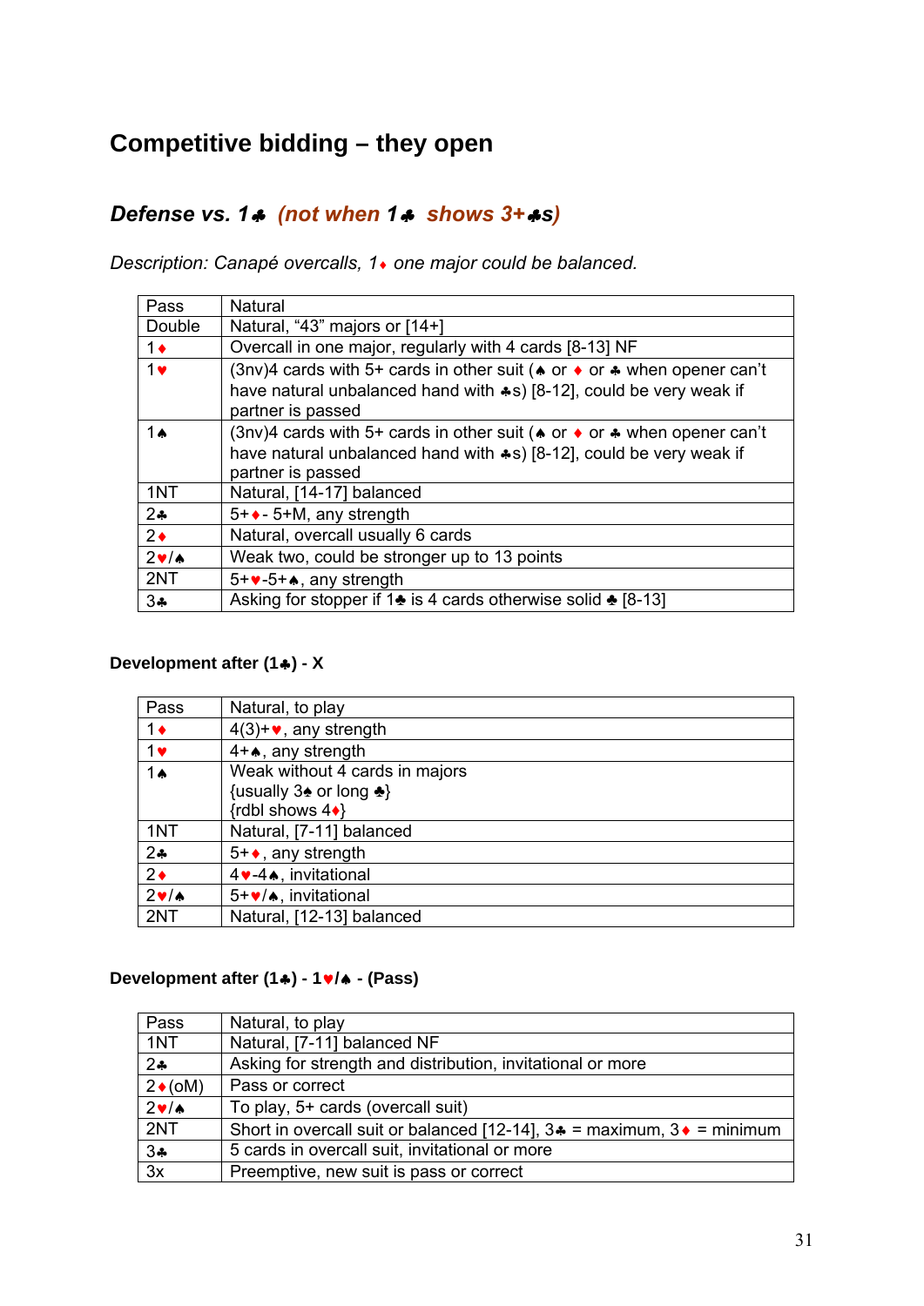# Competitive bidding – they open

## *Defense vs. 1♣ (not when 1♣ shows 3+♣s)*

*Description: Canapé overcalls, 1♦ one major could be balanced.*

| | |
|---|---|
| Pass | Natural |
| Double | Natural, "43" majors or [14+] |
| 1♦ | Overcall in one major, regularly with 4 cards [8-13] NF |
| 1♥ | (3nv)4 cards with 5+ cards in other suit (♠ or ♦ or ♣ when opener can't have natural unbalanced hand with ♣s) [8-12], could be very weak if partner is passed |
| 1♠ | (3nv)4 cards with 5+ cards in other suit (♠ or ♦ or ♣ when opener can't have natural unbalanced hand with ♣s) [8-12], could be very weak if partner is passed |
| 1NT | Natural, [14-17] balanced |
| 2♣ | 5+♦- 5+M, any strength |
| 2♦ | Natural, overcall usually 6 cards |
| 2♥/♠ | Weak two, could be stronger up to 13 points |
| 2NT | 5+♥-5+♠, any strength |
| 3♣ | Asking for stopper if 1♣ is 4 cards otherwise solid ♣ [8-13] |

### Development after (1♣) - X

| | |
|---|---|
| Pass | Natural, to play |
| 1♦ | 4(3)+♥, any strength |
| 1♥ | 4+♠, any strength |
| 1♠ | Weak without 4 cards in majors {usually 3♠ or long ♣} {rdbl shows 4♦} |
| 1NT | Natural, [7-11] balanced |
| 2♣ | 5+♦, any strength |
| 2♦ | 4♥-4♠, invitational |
| 2♥/♠ | 5+♥/♠, invitational |
| 2NT | Natural, [12-13] balanced |

### Development after (1♣) - 1♥/♠ - (Pass)

| | |
|---|---|
| Pass | Natural, to play |
| 1NT | Natural, [7-11] balanced NF |
| 2♣ | Asking for strength and distribution, invitational or more |
| 2♦(oM) | Pass or correct |
| 2♥/♠ | To play, 5+ cards (overcall suit) |
| 2NT | Short in overcall suit or balanced [12-14], 3♣ = maximum, 3♦ = minimum |
| 3♣ | 5 cards in overcall suit, invitational or more |
| 3x | Preemptive, new suit is pass or correct |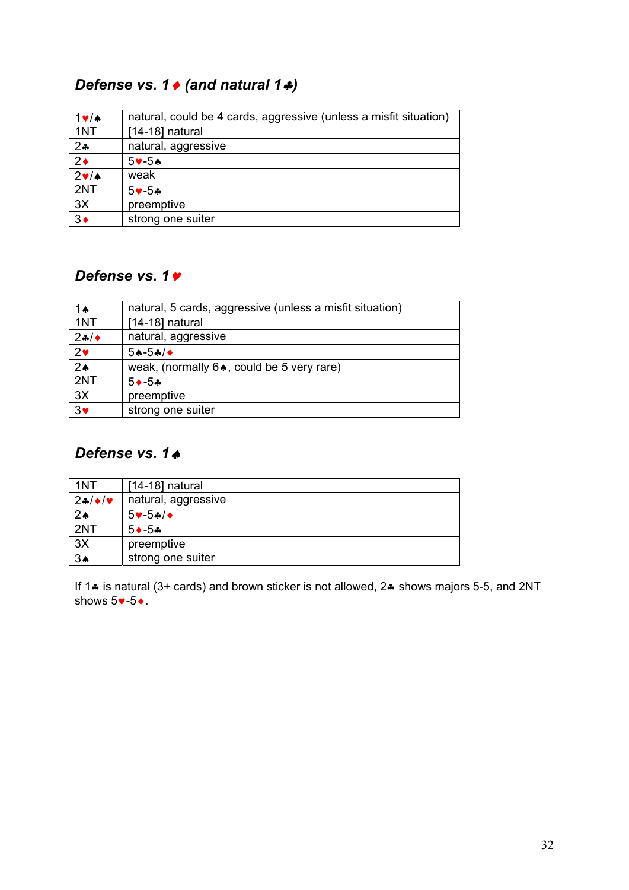## *Defense vs. 1♦ (and natural 1♣)*

| | |
|---|---|
| 1♥/♠ | natural, could be 4 cards, aggressive (unless a misfit situation) |
| 1NT | [14-18] natural |
| 2♣ | natural, aggressive |
| 2♦ | 5♥-5♠ |
| 2♥/♠ | weak |
| 2NT | 5♥-5♣ |
| 3X | preemptive |
| 3♦ | strong one suiter |

## *Defense vs. 1♥*

| | |
|---|---|
| 1♠ | natural, 5 cards, aggressive (unless a misfit situation) |
| 1NT | [14-18] natural |
| 2♣/♦ | natural, aggressive |
| 2♥ | 5♠-5♣/♦ |
| 2♠ | weak, (normally 6♠, could be 5 very rare) |
| 2NT | 5♦-5♣ |
| 3X | preemptive |
| 3♥ | strong one suiter |

## *Defense vs. 1♠*

| | |
|---|---|
| 1NT | [14-18] natural |
| 2♣/♦/♥ | natural, aggressive |
| 2♠ | 5♥-5♣/♦ |
| 2NT | 5♦-5♣ |
| 3X | preemptive |
| 3♠ | strong one suiter |

If 1♣ is natural (3+ cards) and brown sticker is not allowed, 2♣ shows majors 5-5, and 2NT shows 5♥-5♦.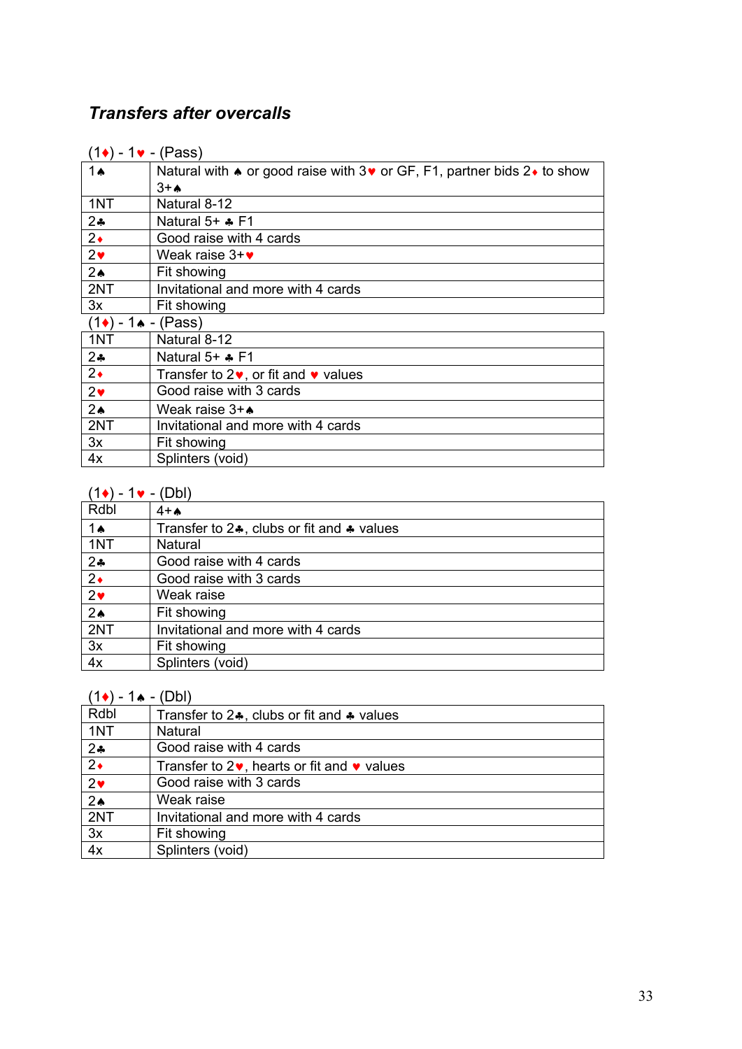## *Transfers after overcalls*

(1♦) - 1♥ - (Pass)

| | |
|---|---|
| 1♠ | Natural with ♠ or good raise with 3♥ or GF, F1, partner bids 2♦ to show 3+♠ |
| 1NT | Natural 8-12 |
| 2♣ | Natural 5+ ♣ F1 |
| 2♦ | Good raise with 4 cards |
| 2♥ | Weak raise 3+♥ |
| 2♠ | Fit showing |
| 2NT | Invitational and more with 4 cards |
| 3x | Fit showing |

(1♦) - 1♠ - (Pass)

| | |
|---|---|
| 1NT | Natural 8-12 |
| 2♣ | Natural 5+ ♣ F1 |
| 2♦ | Transfer to 2♥, or fit and ♥ values |
| 2♥ | Good raise with 3 cards |
| 2♠ | Weak raise 3+♠ |
| 2NT | Invitational and more with 4 cards |
| 3x | Fit showing |
| 4x | Splinters (void) |

(1♦) - 1♥ - (Dbl)

| | |
|---|---|
| Rdbl | 4+♠ |
| 1♠ | Transfer to 2♣, clubs or fit and ♣ values |
| 1NT | Natural |
| 2♣ | Good raise with 4 cards |
| 2♦ | Good raise with 3 cards |
| 2♥ | Weak raise |
| 2♠ | Fit showing |
| 2NT | Invitational and more with 4 cards |
| 3x | Fit showing |
| 4x | Splinters (void) |

(1♦) - 1♠ - (Dbl)

| | |
|---|---|
| Rdbl | Transfer to 2♣, clubs or fit and ♣ values |
| 1NT | Natural |
| 2♣ | Good raise with 4 cards |
| 2♦ | Transfer to 2♥, hearts or fit and ♥ values |
| 2♥ | Good raise with 3 cards |
| 2♠ | Weak raise |
| 2NT | Invitational and more with 4 cards |
| 3x | Fit showing |
| 4x | Splinters (void) |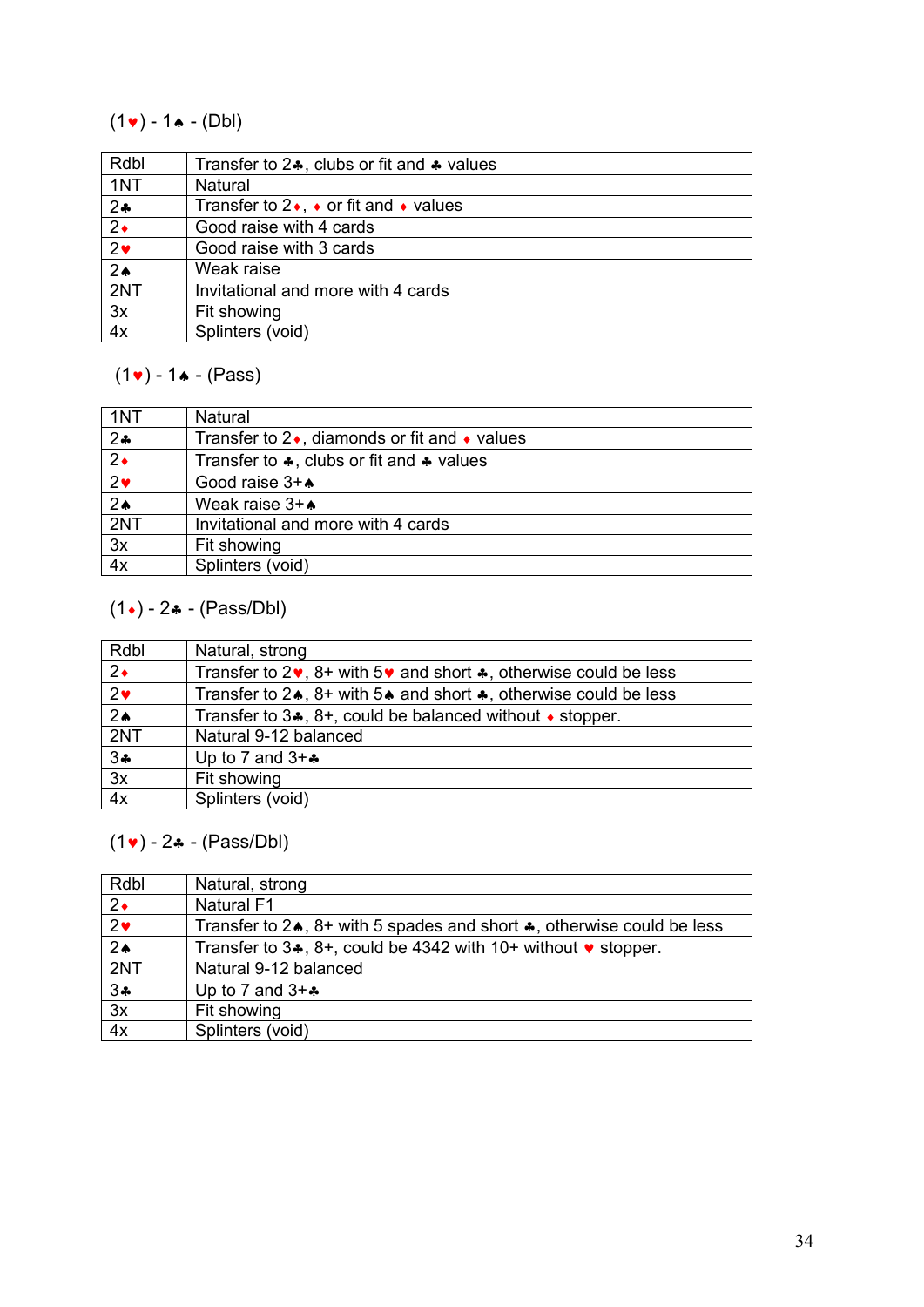(1♥) - 1♠ - (Dbl)

| | |
|---|---|
| Rdbl | Transfer to 2♣, clubs or fit and ♣ values |
| 1NT | Natural |
| 2♣ | Transfer to 2♦, ♦ or fit and ♦ values |
| 2♦ | Good raise with 4 cards |
| 2♥ | Good raise with 3 cards |
| 2♠ | Weak raise |
| 2NT | Invitational and more with 4 cards |
| 3x | Fit showing |
| 4x | Splinters (void) |

(1♥) - 1♠ - (Pass)

| | |
|---|---|
| 1NT | Natural |
| 2♣ | Transfer to 2♦, diamonds or fit and ♦ values |
| 2♦ | Transfer to ♣, clubs or fit and ♣ values |
| 2♥ | Good raise 3+♠ |
| 2♠ | Weak raise 3+♠ |
| 2NT | Invitational and more with 4 cards |
| 3x | Fit showing |
| 4x | Splinters (void) |

(1♦) - 2♣ - (Pass/Dbl)

| | |
|---|---|
| Rdbl | Natural, strong |
| 2♦ | Transfer to 2♥, 8+ with 5♥ and short ♣, otherwise could be less |
| 2♥ | Transfer to 2♠, 8+ with 5♠ and short ♣, otherwise could be less |
| 2♠ | Transfer to 3♣, 8+, could be balanced without ♦ stopper. |
| 2NT | Natural 9-12 balanced |
| 3♣ | Up to 7 and 3+♣ |
| 3x | Fit showing |
| 4x | Splinters (void) |

(1♥) - 2♣ - (Pass/Dbl)

| | |
|---|---|
| Rdbl | Natural, strong |
| 2♦ | Natural F1 |
| 2♥ | Transfer to 2♠, 8+ with 5 spades and short ♣, otherwise could be less |
| 2♠ | Transfer to 3♣, 8+, could be 4342 with 10+ without ♥ stopper. |
| 2NT | Natural 9-12 balanced |
| 3♣ | Up to 7 and 3+♣ |
| 3x | Fit showing |
| 4x | Splinters (void) |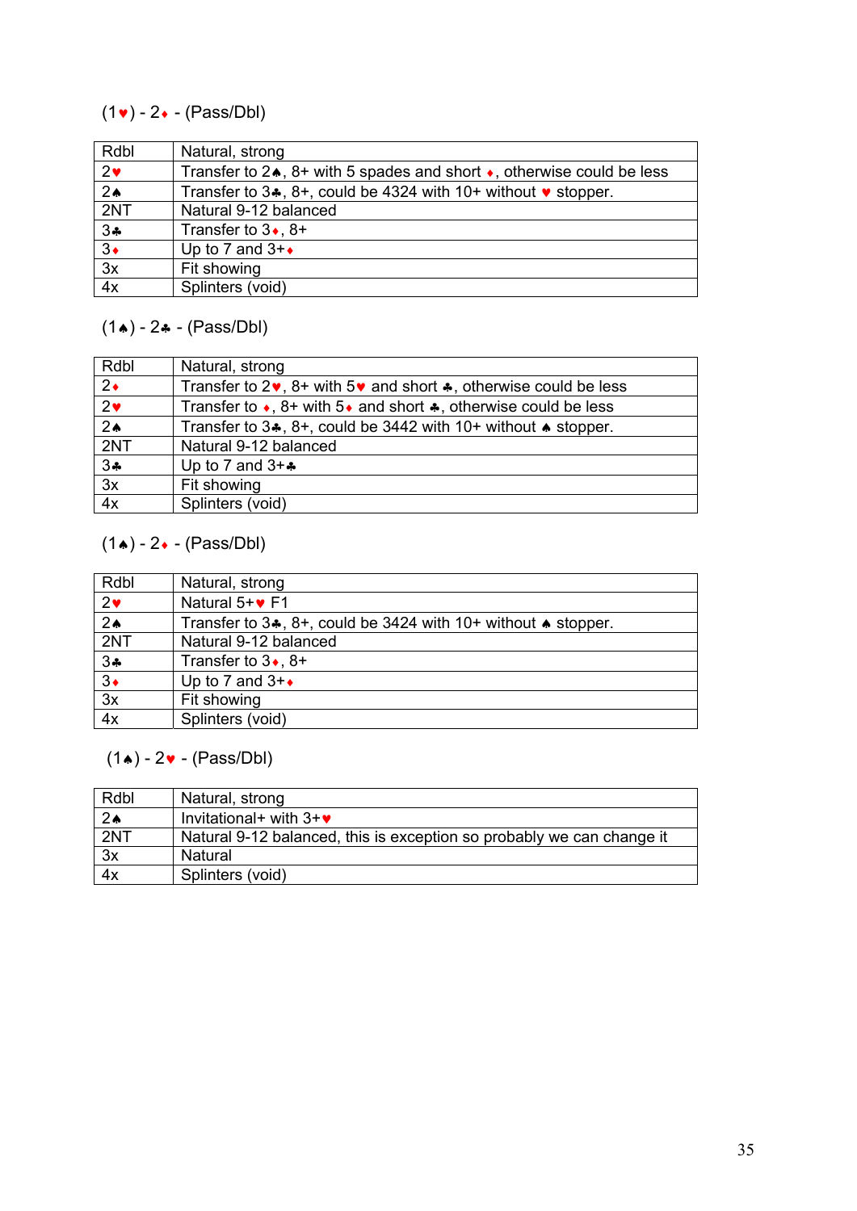(1♥) - 2♦ - (Pass/Dbl)

| Rdbl | Natural, strong |
|---|---|
| 2♥ | Transfer to 2♠, 8+ with 5 spades and short ♦, otherwise could be less |
| 2♠ | Transfer to 3♣, 8+, could be 4324 with 10+ without ♥ stopper. |
| 2NT | Natural 9-12 balanced |
| 3♣ | Transfer to 3♦, 8+ |
| 3♦ | Up to 7 and 3+♦ |
| 3x | Fit showing |
| 4x | Splinters (void) |

(1♠) - 2♣ - (Pass/Dbl)

| Rdbl | Natural, strong |
|---|---|
| 2♦ | Transfer to 2♥, 8+ with 5♥ and short ♣, otherwise could be less |
| 2♥ | Transfer to ♦, 8+ with 5♦ and short ♣, otherwise could be less |
| 2♠ | Transfer to 3♣, 8+, could be 3442 with 10+ without ♠ stopper. |
| 2NT | Natural 9-12 balanced |
| 3♣ | Up to 7 and 3+♣ |
| 3x | Fit showing |
| 4x | Splinters (void) |

(1♠) - 2♦ - (Pass/Dbl)

| Rdbl | Natural, strong |
|---|---|
| 2♥ | Natural 5+♥ F1 |
| 2♠ | Transfer to 3♣, 8+, could be 3424 with 10+ without ♠ stopper. |
| 2NT | Natural 9-12 balanced |
| 3♣ | Transfer to 3♦, 8+ |
| 3♦ | Up to 7 and 3+♦ |
| 3x | Fit showing |
| 4x | Splinters (void) |

(1♠) - 2♥ - (Pass/Dbl)

| Rdbl | Natural, strong |
|---|---|
| 2♠ | Invitational+ with 3+♥ |
| 2NT | Natural 9-12 balanced, this is exception so probably we can change it |
| 3x | Natural |
| 4x | Splinters (void) |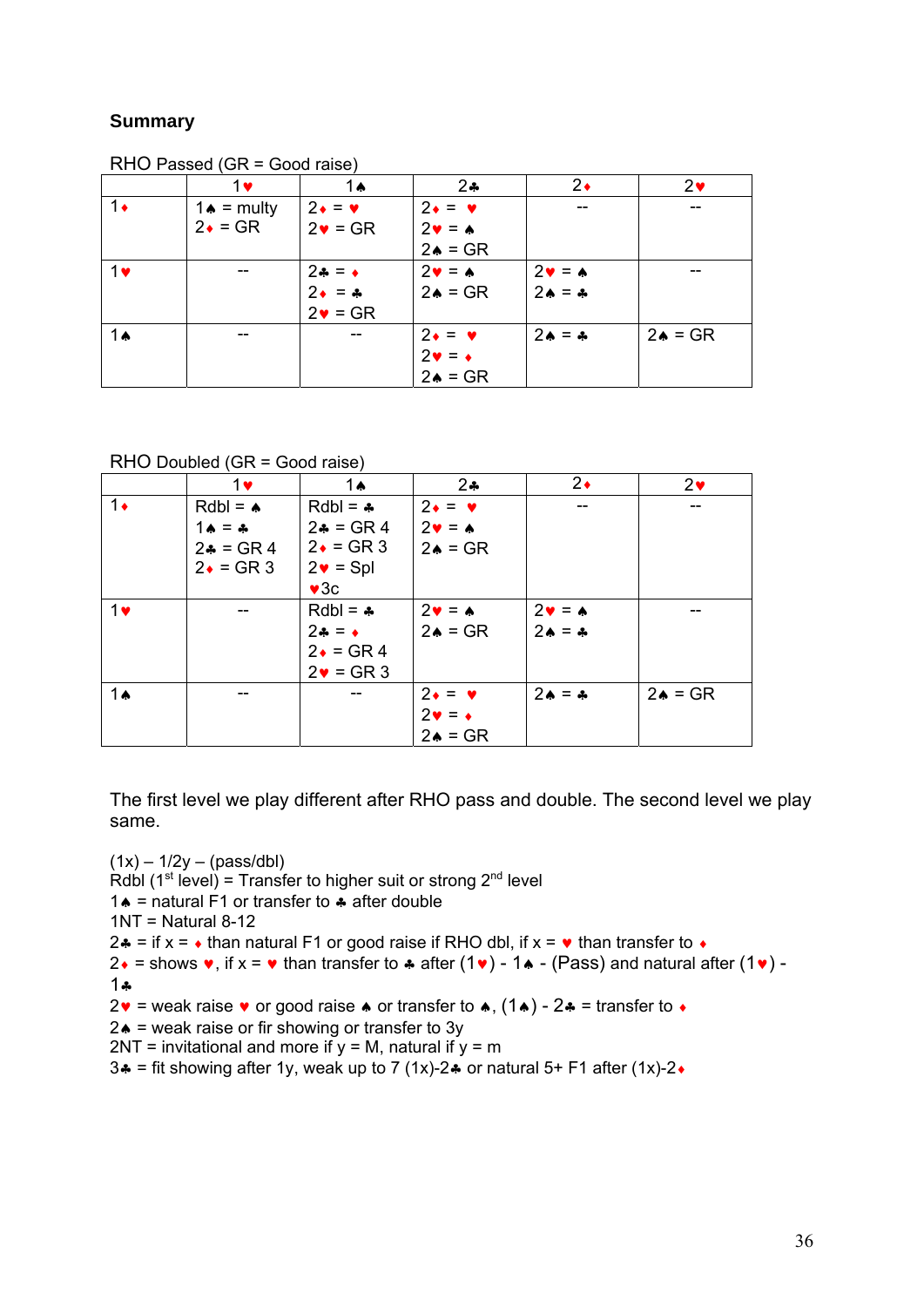**Summary**

RHO Passed (GR = Good raise)

| | 1♥ | 1♠ | 2♣ | 2♦ | 2♥ |
|---|---|---|---|---|---|
| 1♦ | 1♠ = multy<br>2♦ = GR | 2♦ = ♥<br>2♥ = GR | 2♦ = ♥<br>2♥ = ♠<br>2♠ = GR | -- | -- |
| 1♥ | -- | 2♣ = ♦<br>2♦ = ♣<br>2♥ = GR | 2♥ = ♠<br>2♠ = GR | 2♥ = ♠<br>2♠ = ♣ | -- |
| 1♠ | -- | -- | 2♦ = ♥<br>2♥ = ♦<br>2♠ = GR | 2♠ = ♣ | 2♠ = GR |

RHO Doubled (GR = Good raise)

| | 1♥ | 1♠ | 2♣ | 2♦ | 2♥ |
|---|---|---|---|---|---|
| 1♦ | Rdbl = ♠<br>1♠ = ♣<br>2♣ = GR 4<br>2♦ = GR 3 | Rdbl = ♣<br>2♣ = GR 4<br>2♦ = GR 3<br>2♥ = Spl<br>♥3c | 2♦ = ♥<br>2♥ = ♠<br>2♠ = GR | -- | -- |
| 1♥ | -- | Rdbl = ♣<br>2♣ = ♦<br>2♦ = GR 4<br>2♥ = GR 3 | 2♥ = ♠<br>2♠ = GR | 2♥ = ♠<br>2♠ = ♣ | -- |
| 1♠ | -- | -- | 2♦ = ♥<br>2♥ = ♦<br>2♠ = GR | 2♠ = ♣ | 2♠ = GR |

The first level we play different after RHO pass and double. The second level we play same.

(1x) – 1/2y – (pass/dbl)
Rdbl (1st level) = Transfer to higher suit or strong 2nd level
1♠ = natural F1 or transfer to ♣ after double
1NT = Natural 8-12
2♣ = if x = ♦ than natural F1 or good raise if RHO dbl, if x = ♥ than transfer to ♦
2♦ = shows ♥, if x = ♥ than transfer to ♣ after (1♥) - 1♠ - (Pass) and natural after (1♥) - 1♣
2♥ = weak raise ♥ or good raise ♠ or transfer to ♠, (1♠) - 2♣ = transfer to ♦
2♠ = weak raise or fir showing or transfer to 3y
2NT = invitational and more if y = M, natural if y = m
3♣ = fit showing after 1y, weak up to 7 (1x)-2♣ or natural 5+ F1 after (1x)-2♦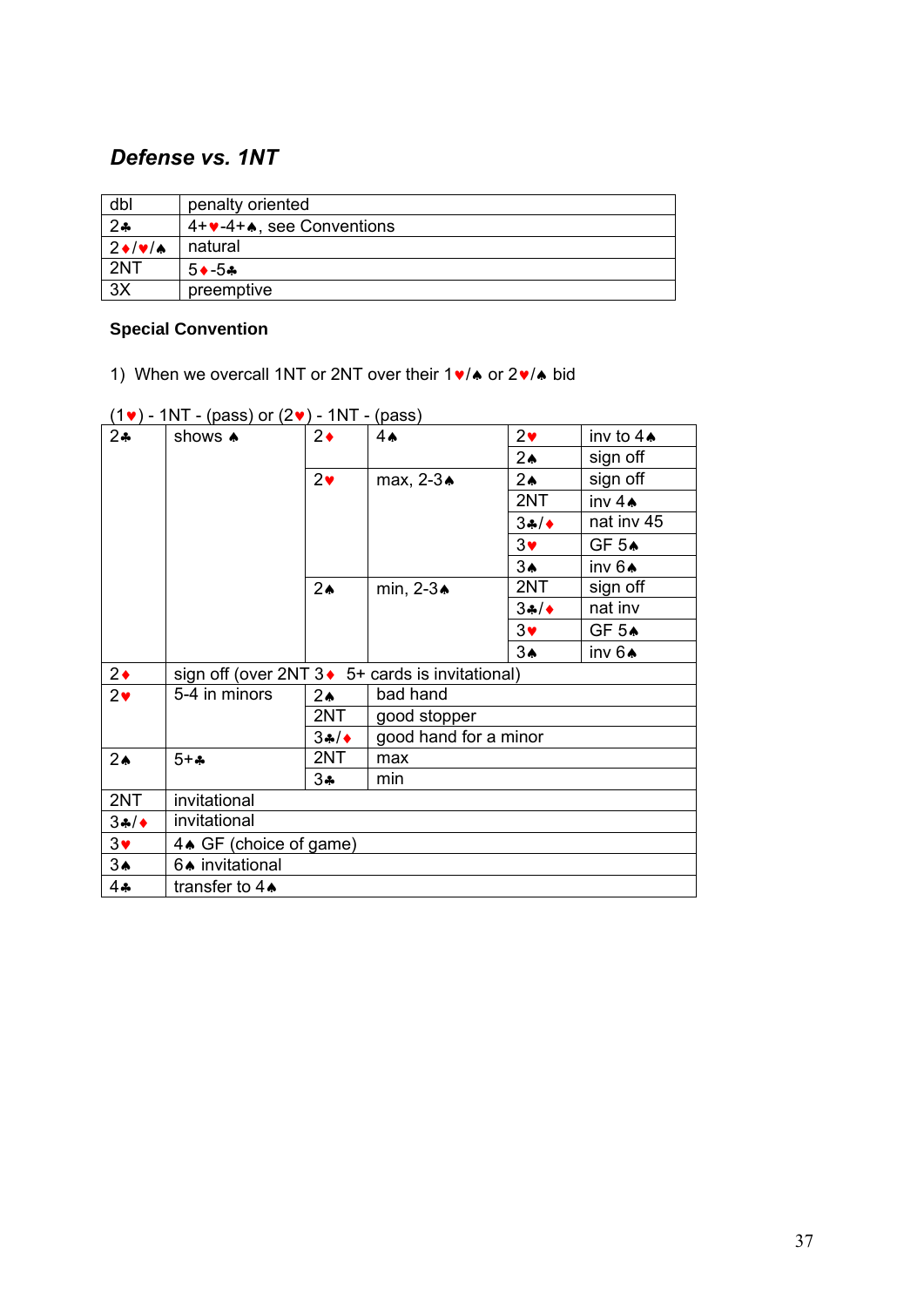## *Defense vs. 1NT*

| | |
|---|---|
| dbl | penalty oriented |
| 2♣ | 4+♥-4+♠, see Conventions |
| 2♦/♥/♠ | natural |
| 2NT | 5♦-5♣ |
| 3X | preemptive |

**Special Convention**

1) When we overcall 1NT or 2NT over their 1♥/♠ or 2♥/♠ bid

(1♥) - 1NT - (pass) or (2♥) - 1NT - (pass)

| | | | | | |
|---|---|---|---|---|---|
| 2♣ | shows ♠ | 2♦ | 4♠ | 2♥ | inv to 4♠ |
| | | | | 2♠ | sign off |
| | | 2♥ | max, 2-3♠ | 2♠ | sign off |
| | | | | 2NT | inv 4♠ |
| | | | | 3♣/♦ | nat inv 45 |
| | | | | 3♥ | GF 5♠ |
| | | | | 3♠ | inv 6♠ |
| | | 2♠ | min, 2-3♠ | 2NT | sign off |
| | | | | 3♣/♦ | nat inv |
| | | | | 3♥ | GF 5♠ |
| | | | | 3♠ | inv 6♠ |
| 2♦ | sign off (over 2NT 3♦ 5+ cards is invitational) | | | | |
| 2♥ | 5-4 in minors | 2♠ | bad hand | | |
| | | 2NT | good stopper | | |
| | | 3♣/♦ | good hand for a minor | | |
| 2♠ | 5+♣ | 2NT | max | | |
| | | 3♣ | min | | |
| 2NT | invitational | | | | |
| 3♣/♦ | invitational | | | | |
| 3♥ | 4♠ GF (choice of game) | | | | |
| 3♠ | 6♠ invitational | | | | |
| 4♣ | transfer to 4♠ | | | | |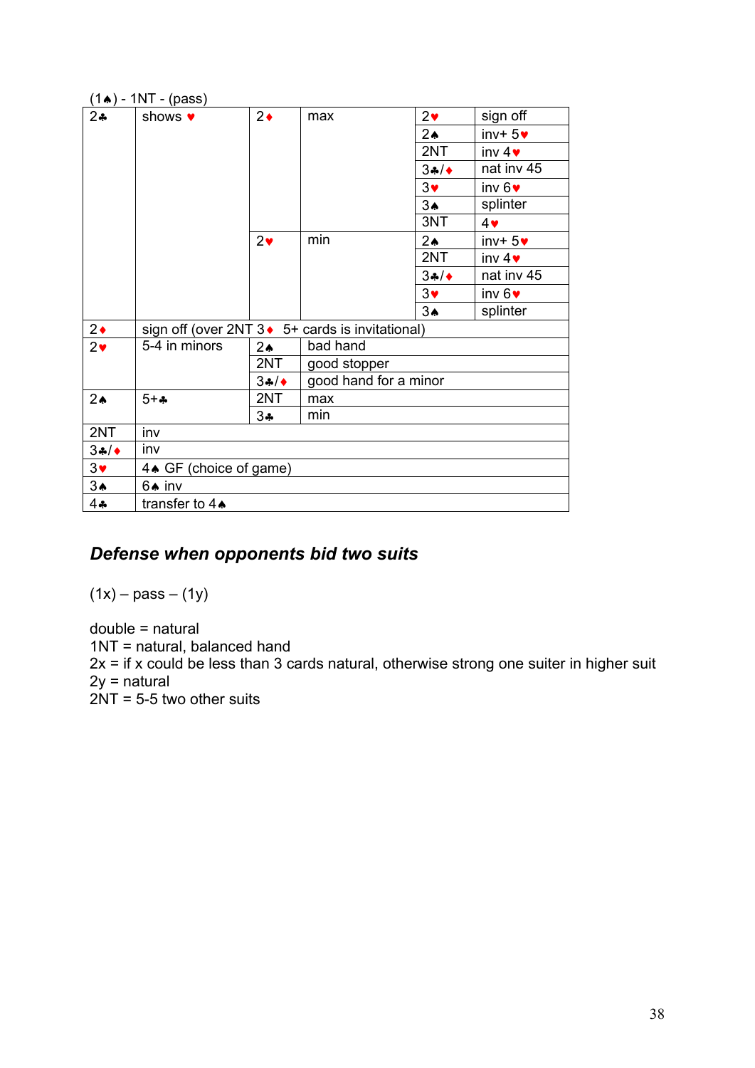(1♠) - 1NT - (pass)

| | | | | | |
|---|---|---|---|---|---|
| 2♣ | shows ♥ | 2♦ | max | 2♥ | sign off |
| | | | | 2♠ | inv+ 5♥ |
| | | | | 2NT | inv 4♥ |
| | | | | 3♣/♦ | nat inv 45 |
| | | | | 3♥ | inv 6♥ |
| | | | | 3♠ | splinter |
| | | | | 3NT | 4♥ |
| | | 2♥ | min | 2♠ | inv+ 5♥ |
| | | | | 2NT | inv 4♥ |
| | | | | 3♣/♦ | nat inv 45 |
| | | | | 3♥ | inv 6♥ |
| | | | | 3♠ | splinter |
| 2♦ | sign off (over 2NT 3♦ 5+ cards is invitational) | | | | |
| 2♥ | 5-4 in minors | 2♠ | bad hand | | |
| | | 2NT | good stopper | | |
| | | 3♣/♦ | good hand for a minor | | |
| 2♠ | 5+♣ | 2NT | max | | |
| | | 3♣ | min | | |
| 2NT | inv | | | | |
| 3♣/♦ | inv | | | | |
| 3♥ | 4♠ GF (choice of game) | | | | |
| 3♠ | 6♠ inv | | | | |
| 4♣ | transfer to 4♠ | | | | |

## *Defense when opponents bid two suits*

(1x) – pass – (1y)

double = natural
1NT = natural, balanced hand
2x = if x could be less than 3 cards natural, otherwise strong one suiter in higher suit
2y = natural
2NT = 5-5 two other suits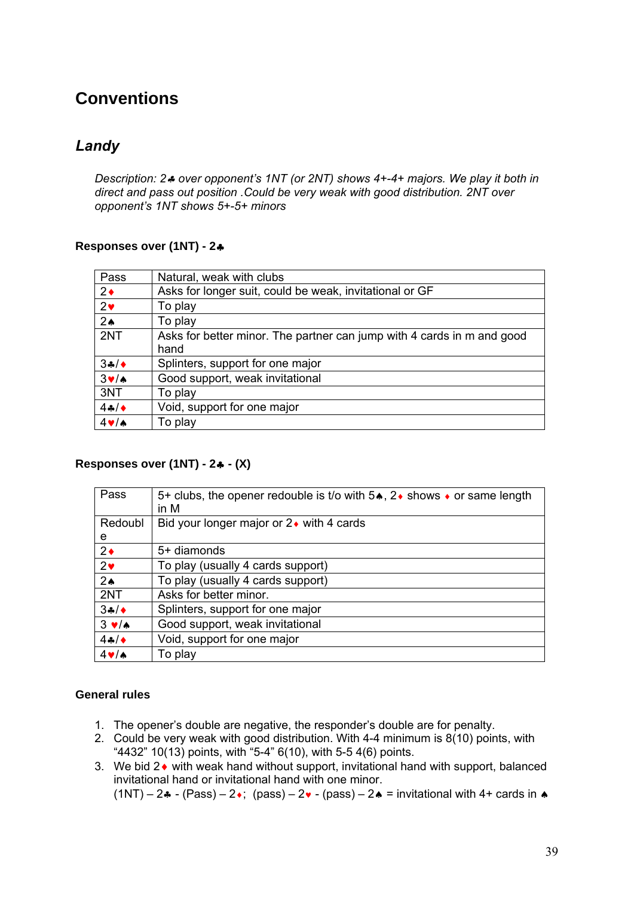# Conventions

## *Landy*

*Description: 2♣ over opponent's 1NT (or 2NT) shows 4+-4+ majors. We play it both in direct and pass out position .Could be very weak with good distribution. 2NT over opponent's 1NT shows 5+-5+ minors*

### Responses over (1NT) - 2♣

| | |
|---|---|
| Pass | Natural, weak with clubs |
| 2♦ | Asks for longer suit, could be weak, invitational or GF |
| 2♥ | To play |
| 2♠ | To play |
| 2NT | Asks for better minor. The partner can jump with 4 cards in m and good hand |
| 3♣/♦ | Splinters, support for one major |
| 3♥/♠ | Good support, weak invitational |
| 3NT | To play |
| 4♣/♦ | Void, support for one major |
| 4♥/♠ | To play |

### Responses over (1NT) - 2♣ - (X)

| | |
|---|---|
| Pass | 5+ clubs, the opener redouble is t/o with 5♠, 2♦ shows ♦ or same length in M |
| Redouble | Bid your longer major or 2♦ with 4 cards |
| 2♦ | 5+ diamonds |
| 2♥ | To play (usually 4 cards support) |
| 2♠ | To play (usually 4 cards support) |
| 2NT | Asks for better minor. |
| 3♣/♦ | Splinters, support for one major |
| 3 ♥/♠ | Good support, weak invitational |
| 4♣/♦ | Void, support for one major |
| 4♥/♠ | To play |

### General rules

1. The opener's double are negative, the responder's double are for penalty.
2. Could be very weak with good distribution. With 4-4 minimum is 8(10) points, with "4432" 10(13) points, with "5-4" 6(10), with 5-5 4(6) points.
3. We bid 2♦ with weak hand without support, invitational hand with support, balanced invitational hand or invitational hand with one minor.
   (1NT) – 2♣ - (Pass) – 2♦; (pass) – 2♥ - (pass) – 2♠ = invitational with 4+ cards in ♠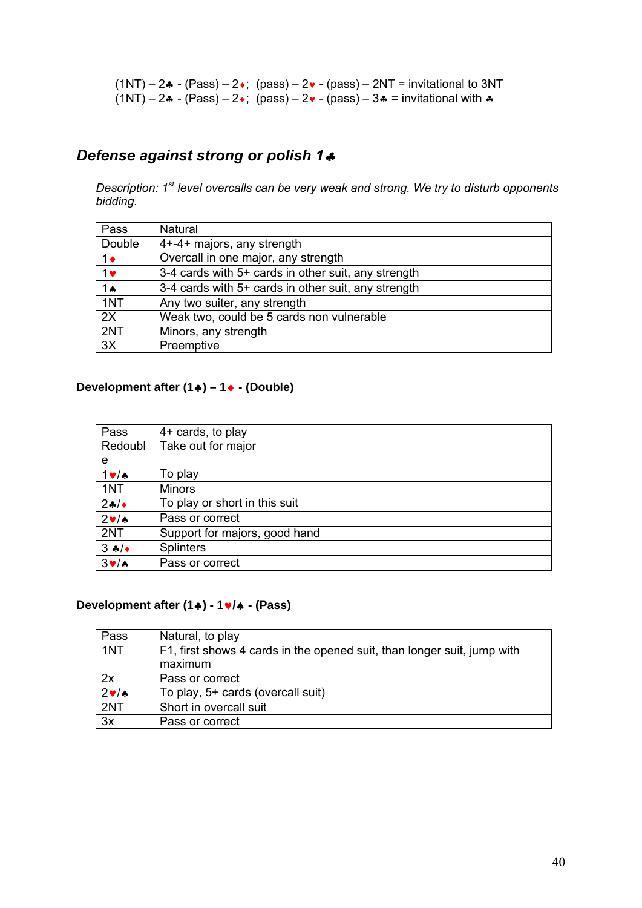(1NT) – 2♣ - (Pass) – 2♦;  (pass) – 2♥ - (pass) – 2NT = invitational to 3NT
(1NT) – 2♣ - (Pass) – 2♦;  (pass) – 2♥ - (pass) – 3♣ = invitational with ♣

## *Defense against strong or polish 1♣*

*Description: 1st level overcalls can be very weak and strong. We try to disturb opponents bidding.*

| Pass | Natural |
|---|---|
| Double | 4+-4+ majors, any strength |
| 1♦ | Overcall in one major, any strength |
| 1♥ | 3-4 cards with 5+ cards in other suit, any strength |
| 1♠ | 3-4 cards with 5+ cards in other suit, any strength |
| 1NT | Any two suiter, any strength |
| 2X | Weak two, could be 5 cards non vulnerable |
| 2NT | Minors, any strength |
| 3X | Preemptive |

### Development after (1♣) – 1♦ - (Double)

| Pass | 4+ cards, to play |
|---|---|
| Redouble | Take out for major |
| 1♥/♠ | To play |
| 1NT | Minors |
| 2♣/♦ | To play or short in this suit |
| 2♥/♠ | Pass or correct |
| 2NT | Support for majors, good hand |
| 3 ♣/♦ | Splinters |
| 3♥/♠ | Pass or correct |

### Development after (1♣) - 1♥/♠ - (Pass)

| Pass | Natural, to play |
|---|---|
| 1NT | F1, first shows 4 cards in the opened suit, than longer suit, jump with maximum |
| 2x | Pass or correct |
| 2♥/♠ | To play, 5+ cards (overcall suit) |
| 2NT | Short in overcall suit |
| 3x | Pass or correct |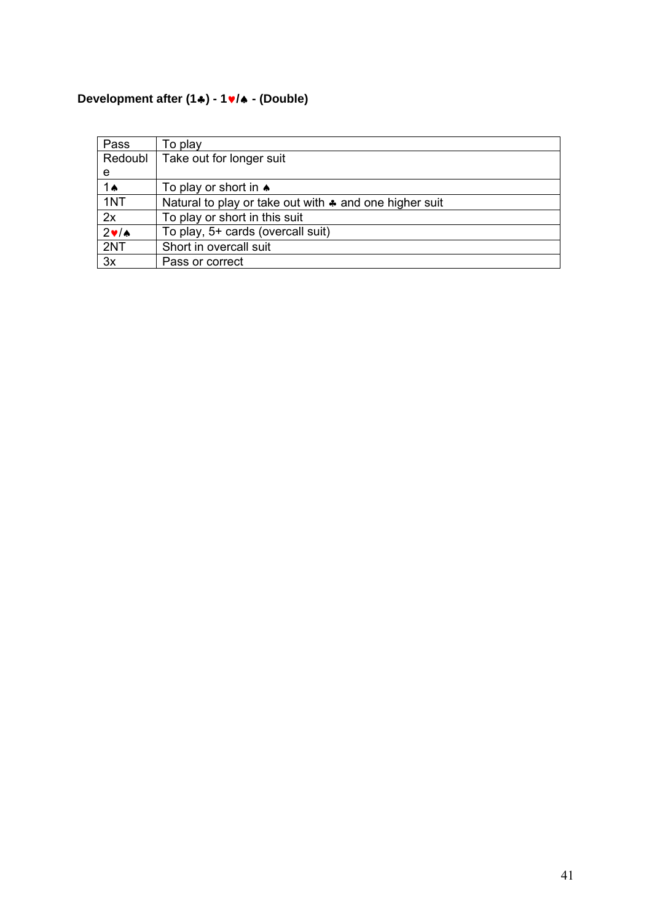**Development after (1♣) - 1♥/♠ - (Double)**

| Pass | To play |
|---|---|
| Redouble | Take out for longer suit |
| 1♠ | To play or short in ♠ |
| 1NT | Natural to play or take out with ♣ and one higher suit |
| 2x | To play or short in this suit |
| 2♥/♠ | To play, 5+ cards (overcall suit) |
| 2NT | Short in overcall suit |
| 3x | Pass or correct |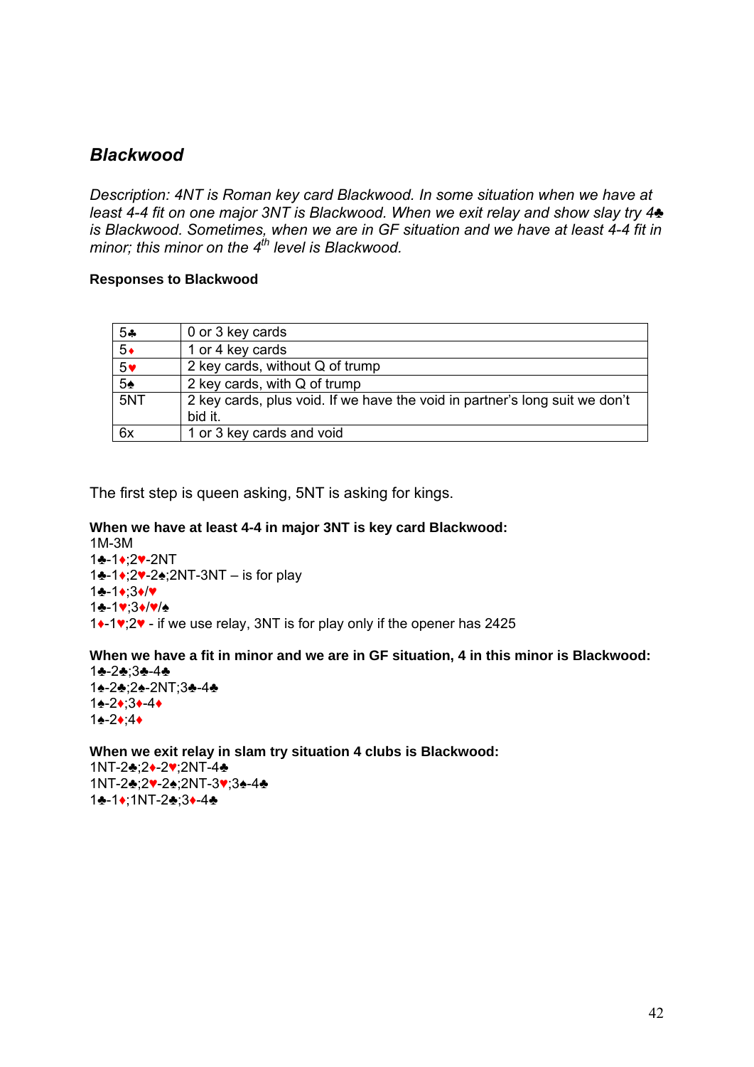## *Blackwood*

*Description: 4NT is Roman key card Blackwood. In some situation when we have at least 4-4 fit on one major 3NT is Blackwood. When we exit relay and show slay try 4♣ is Blackwood. Sometimes, when we are in GF situation and we have at least 4-4 fit in minor; this minor on the 4th level is Blackwood.*

**Responses to Blackwood**

| | |
|---|---|
| 5♣ | 0 or 3 key cards |
| 5♦ | 1 or 4 key cards |
| 5♥ | 2 key cards, without Q of trump |
| 5♠ | 2 key cards, with Q of trump |
| 5NT | 2 key cards, plus void. If we have the void in partner's long suit we don't bid it. |
| 6x | 1 or 3 key cards and void |

The first step is queen asking, 5NT is asking for kings.

**When we have at least 4-4 in major 3NT is key card Blackwood:**
1M-3M
1♣-1♦;2♥-2NT
1♣-1♦;2♥-2♠;2NT-3NT – is for play
1♣-1♦;3♦/♥
1♣-1♥;3♦/♥/♠
1♦-1♥;2♥ - if we use relay, 3NT is for play only if the opener has 2425

**When we have a fit in minor and we are in GF situation, 4 in this minor is Blackwood:**
1♠-2♣;3♣-4♣
1♠-2♣;2♠-2NT;3♣-4♣
1♠-2♦;3♦-4♦
1♠-2♦;4♦

**When we exit relay in slam try situation 4 clubs is Blackwood:**
1NT-2♣;2♦-2♥;2NT-4♣
1NT-2♣;2♥-2♠;2NT-3♥;3♠-4♣
1♣-1♦;1NT-2♣;3♦-4♣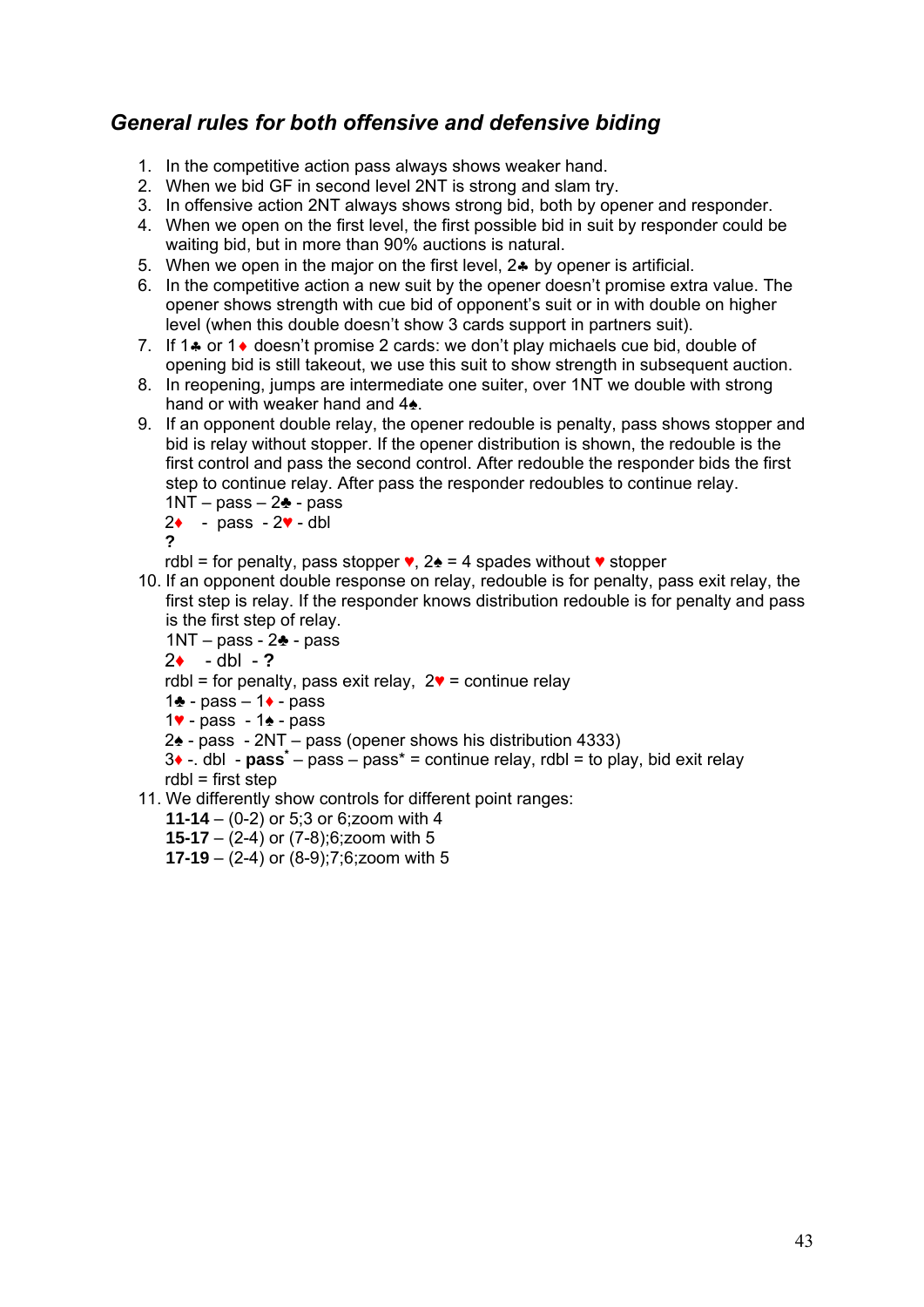## *General rules for both offensive and defensive biding*

1. In the competitive action pass always shows weaker hand.
2. When we bid GF in second level 2NT is strong and slam try.
3. In offensive action 2NT always shows strong bid, both by opener and responder.
4. When we open on the first level, the first possible bid in suit by responder could be waiting bid, but in more than 90% auctions is natural.
5. When we open in the major on the first level, 2♣ by opener is artificial.
6. In the competitive action a new suit by the opener doesn't promise extra value. The opener shows strength with cue bid of opponent's suit or in with double on higher level (when this double doesn't show 3 cards support in partners suit).
7. If 1♣ or 1♦ doesn't promise 2 cards: we don't play michaels cue bid, double of opening bid is still takeout, we use this suit to show strength in subsequent auction.
8. In reopening, jumps are intermediate one suiter, over 1NT we double with strong hand or with weaker hand and 4♠.
9. If an opponent double relay, the opener redouble is penalty, pass shows stopper and bid is relay without stopper. If the opener distribution is shown, the redouble is the first control and pass the second control. After redouble the responder bids the first step to continue relay. After pass the responder redoubles to continue relay.
   1NT – pass – 2♣ - pass
   2♦ - pass - 2♥ - dbl
   **?**
   rdbl = for penalty, pass stopper ♥, 2♠ = 4 spades without ♥ stopper
10. If an opponent double response on relay, redouble is for penalty, pass exit relay, the first step is relay. If the responder knows distribution redouble is for penalty and pass is the first step of relay.
    1NT – pass - 2♣ - pass
    2♦ - dbl - **?**
    rdbl = for penalty, pass exit relay, 2♥ = continue relay
    1♣ - pass – 1♦ - pass
    1♥ - pass - 1♠ - pass
    2♠ - pass - 2NT – pass (opener shows his distribution 4333)
    3♦ -. dbl - **pass*** – pass – pass* = continue relay, rdbl = to play, bid exit relay
    rdbl = first step
11. We differently show controls for different point ranges:
    **11-14** – (0-2) or 5;3 or 6;zoom with 4
    **15-17** – (2-4) or (7-8);6;zoom with 5
    **17-19** – (2-4) or (8-9);7;6;zoom with 5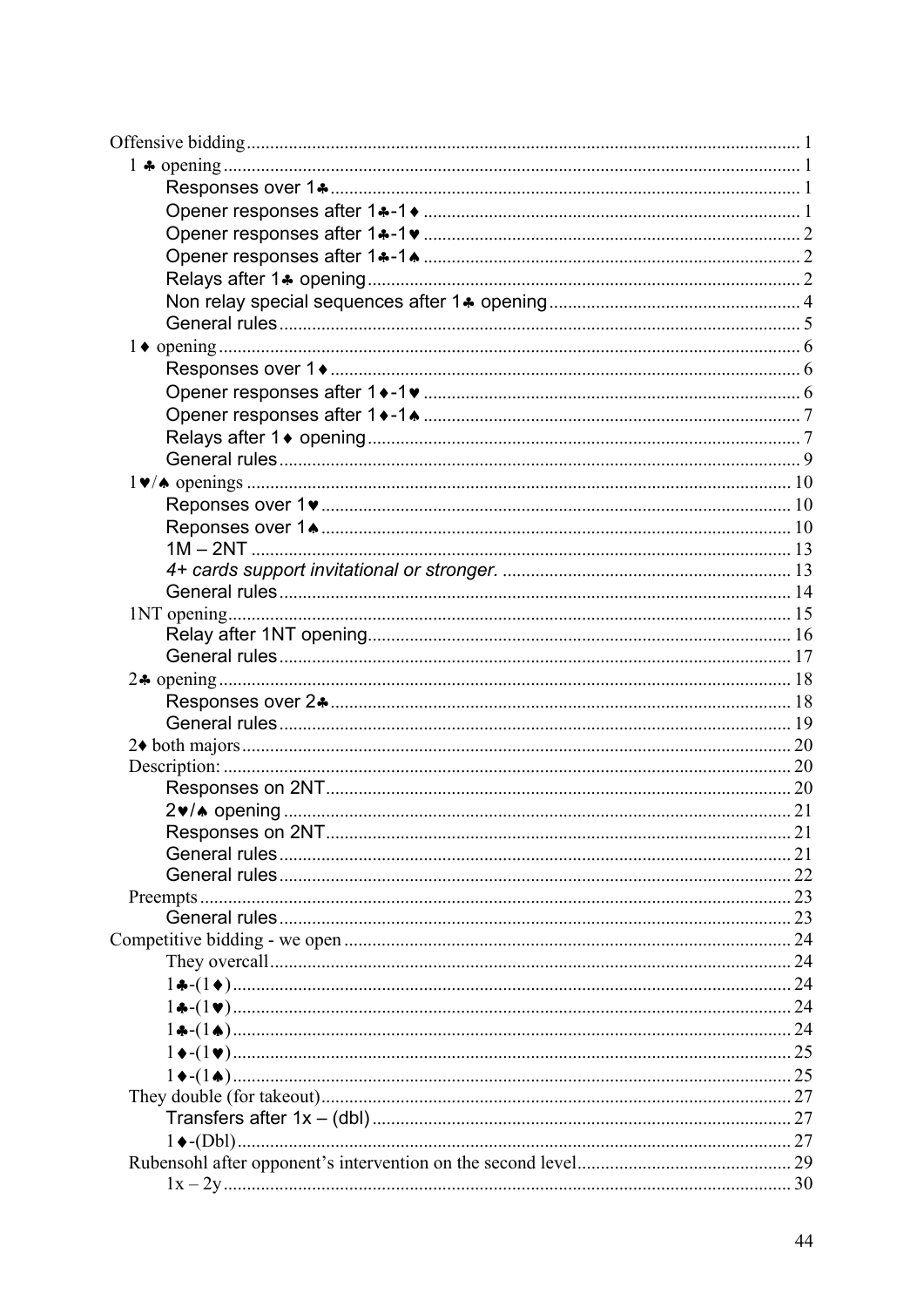- Offensive bidding ..... 1
  - 1 ♣ opening ..... 1
    - Responses over 1♣ ..... 1
    - Opener responses after 1♣-1♦ ..... 1
    - Opener responses after 1♣-1♥ ..... 2
    - Opener responses after 1♣-1♠ ..... 2
    - Relays after 1♣ opening ..... 2
    - Non relay special sequences after 1♣ opening ..... 4
    - General rules ..... 5
  - 1♦ opening ..... 6
    - Responses over 1♦ ..... 6
    - Opener responses after 1♦-1♥ ..... 6
    - Opener responses after 1♦-1♠ ..... 7
    - Relays after 1♦ opening ..... 7
    - General rules ..... 9
  - 1♥/♠ openings ..... 10
    - Reponses over 1♥ ..... 10
    - Reponses over 1♠ ..... 10
    - 1M – 2NT ..... 13
    - *4+ cards support invitational or stronger.* ..... 13
    - General rules ..... 14
  - 1NT opening ..... 15
    - Relay after 1NT opening ..... 16
    - General rules ..... 17
  - 2♣ opening ..... 18
    - Responses over 2♣ ..... 18
    - General rules ..... 19
  - 2♦ both majors ..... 20
  - Description: ..... 20
    - Responses on 2NT ..... 20
    - 2♥/♠ opening ..... 21
    - Responses on 2NT ..... 21
    - General rules ..... 21
    - General rules ..... 22
  - Preempts ..... 23
    - General rules ..... 23
- Competitive bidding - we open ..... 24
    - They overcall ..... 24
    - 1♣-(1♦) ..... 24
    - 1♣-(1♥) ..... 24
    - 1♣-(1♠) ..... 24
    - 1♦-(1♥) ..... 25
    - 1♦-(1♠) ..... 25
  - They double (for takeout) ..... 27
    - Transfers after 1x – (dbl) ..... 27
    - 1♦-(Dbl) ..... 27
  - Rubensohl after opponent's intervention on the second level ..... 29
    - 1x – 2y ..... 30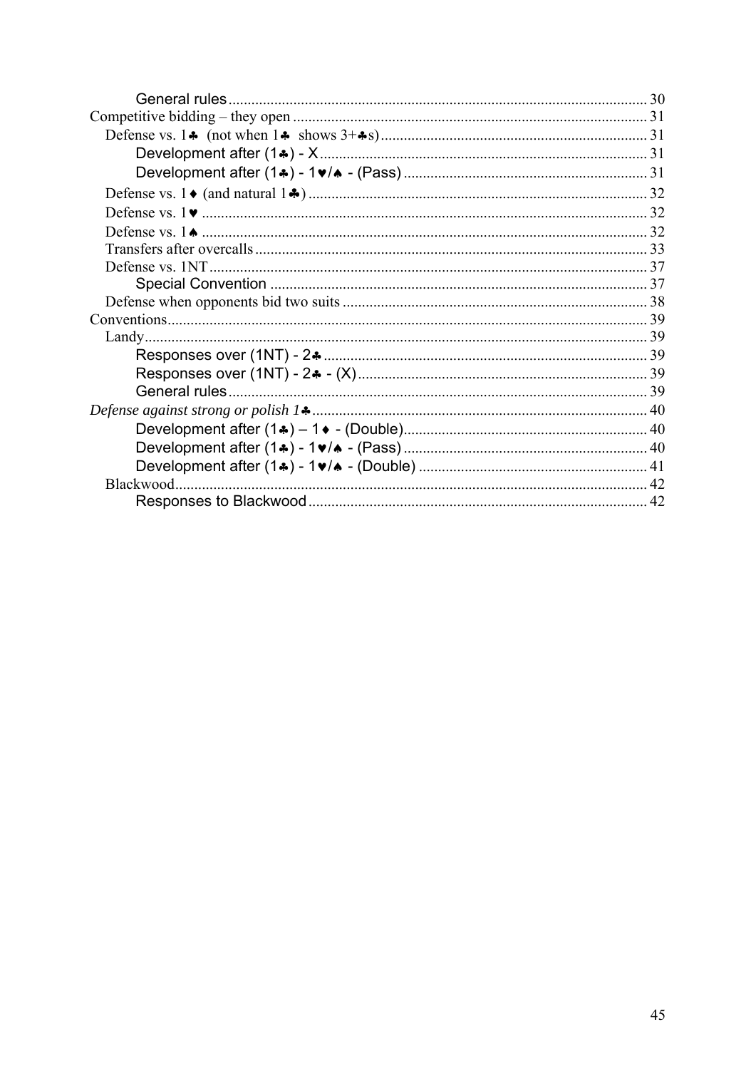General rules ... 30
Competitive bidding – they open ... 31
Defense vs. 1♣ (not when 1♣ shows 3+♣s) ... 31
Development after (1♣) - X ... 31
Development after (1♣) - 1♥/♠ - (Pass) ... 31
Defense vs. 1♦ (and natural 1♣) ... 32
Defense vs. 1♥ ... 32
Defense vs. 1♠ ... 32
Transfers after overcalls ... 33
Defense vs. 1NT ... 37
Special Convention ... 37
Defense when opponents bid two suits ... 38
Conventions ... 39
Landy ... 39
Responses over (1NT) - 2♣ ... 39
Responses over (1NT) - 2♣ - (X) ... 39
General rules ... 39
*Defense against strong or polish 1♣* ... 40
Development after (1♣) – 1♦ - (Double) ... 40
Development after (1♣) - 1♥/♠ - (Pass) ... 40
Development after (1♣) - 1♥/♠ - (Double) ... 41
Blackwood ... 42
Responses to Blackwood ... 42